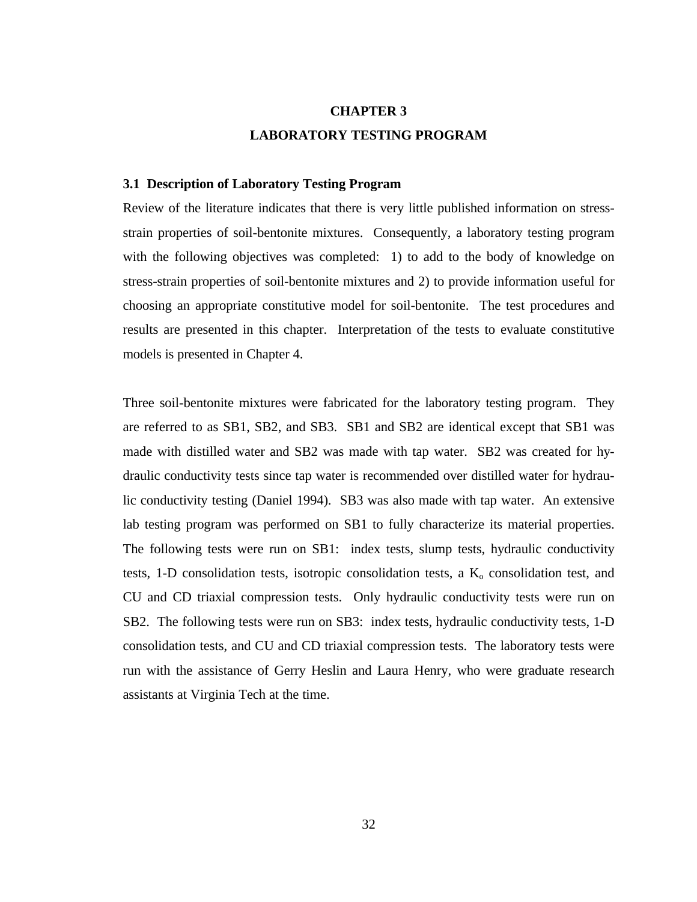# CHAPTER 3

# LABORATORY TESTING PROGRAM

## 3.1 Description of Laboratory Testing Program

Review of the literature indicates that there is very little published information on stress-strain properties of soil-bentonite mixtures. Consequently, a laboratory testing program with the following objectives was completed: 1) to add to the body of knowledge on stress-strain properties of soil-bentonite mixtures and 2) to provide information useful for choosing an appropriate constitutive model for soil-bentonite. The test procedures and results are presented in this chapter. Interpretation of the tests to evaluate constitutive models is presented in Chapter 4.

Three soil-bentonite mixtures were fabricated for the laboratory testing program. They are referred to as SB1, SB2, and SB3. SB1 and SB2 are identical except that SB1 was made with distilled water and SB2 was made with tap water. SB2 was created for hydraulic conductivity tests since tap water is recommended over distilled water for hydraulic conductivity testing (Daniel 1994). SB3 was also made with tap water. An extensive lab testing program was performed on SB1 to fully characterize its material properties. The following tests were run on SB1: index tests, slump tests, hydraulic conductivity tests, 1-D consolidation tests, isotropic consolidation tests, a $K_o$ consolidation test, and CU and CD triaxial compression tests. Only hydraulic conductivity tests were run on SB2. The following tests were run on SB3: index tests, hydraulic conductivity tests, 1-D consolidation tests, and CU and CD triaxial compression tests. The laboratory tests were run with the assistance of Gerry Heslin and Laura Henry, who were graduate research assistants at Virginia Tech at the time.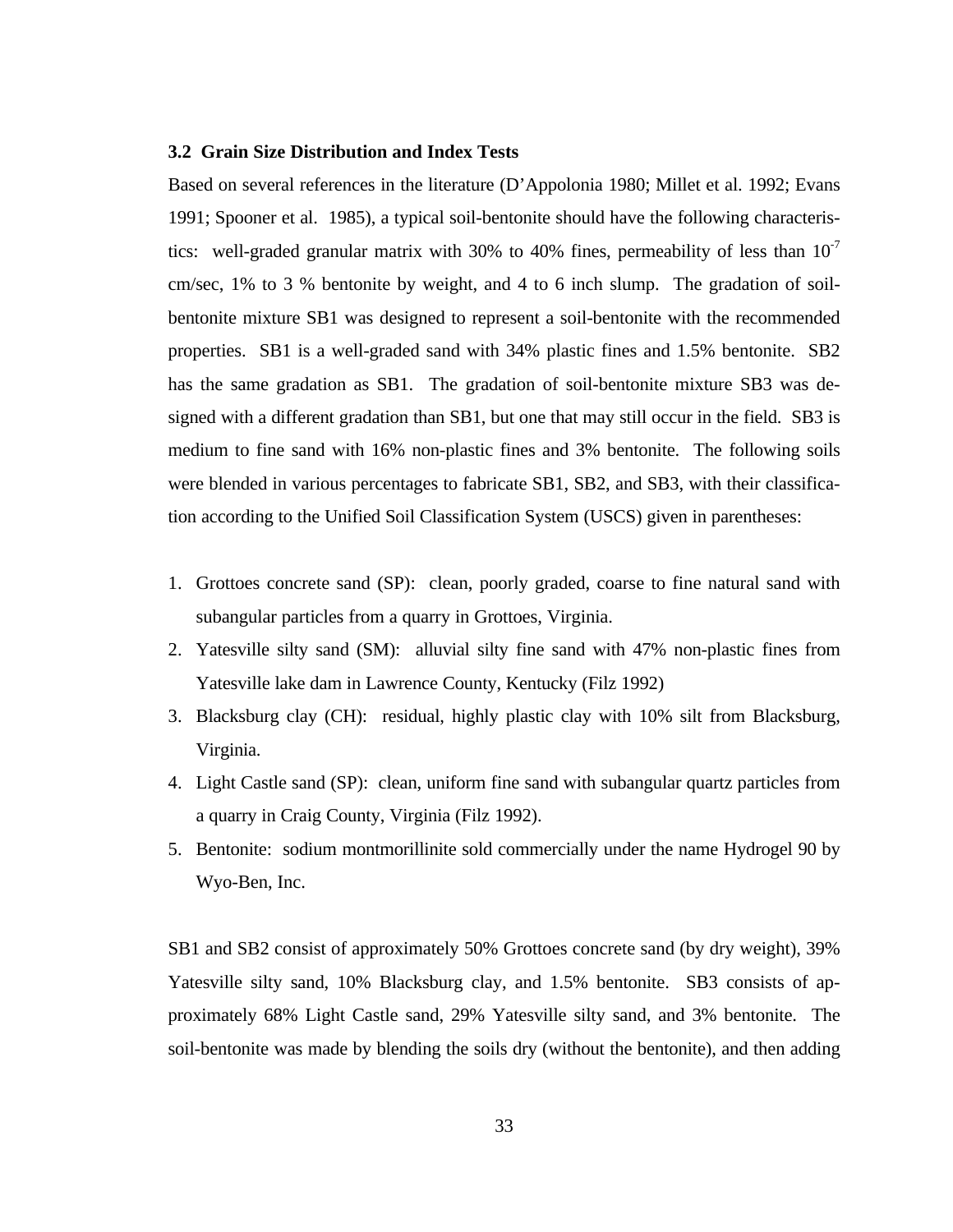### 3.2 Grain Size Distribution and Index Tests

Based on several references in the literature (D'Appolonia 1980; Millet et al. 1992; Evans 1991; Spooner et al. 1985), a typical soil-bentonite should have the following characteristics: well-graded granular matrix with 30% to 40% fines, permeability of less than $10^{-7}$ cm/sec, 1% to 3 % bentonite by weight, and 4 to 6 inch slump. The gradation of soil-bentonite mixture SB1 was designed to represent a soil-bentonite with the recommended properties. SB1 is a well-graded sand with 34% plastic fines and 1.5% bentonite. SB2 has the same gradation as SB1. The gradation of soil-bentonite mixture SB3 was designed with a different gradation than SB1, but one that may still occur in the field. SB3 is medium to fine sand with 16% non-plastic fines and 3% bentonite. The following soils were blended in various percentages to fabricate SB1, SB2, and SB3, with their classification according to the Unified Soil Classification System (USCS) given in parentheses:

1. Grottoes concrete sand (SP): clean, poorly graded, coarse to fine natural sand with subangular particles from a quarry in Grottoes, Virginia.
2. Yatesville silty sand (SM): alluvial silty fine sand with 47% non-plastic fines from Yatesville lake dam in Lawrence County, Kentucky (Filz 1992)
3. Blacksburg clay (CH): residual, highly plastic clay with 10% silt from Blacksburg, Virginia.
4. Light Castle sand (SP): clean, uniform fine sand with subangular quartz particles from a quarry in Craig County, Virginia (Filz 1992).
5. Bentonite: sodium montmorillinite sold commercially under the name Hydrogel 90 by Wyo-Ben, Inc.

SB1 and SB2 consist of approximately 50% Grottoes concrete sand (by dry weight), 39% Yatesville silty sand, 10% Blacksburg clay, and 1.5% bentonite. SB3 consists of approximately 68% Light Castle sand, 29% Yatesville silty sand, and 3% bentonite. The soil-bentonite was made by blending the soils dry (without the bentonite), and then adding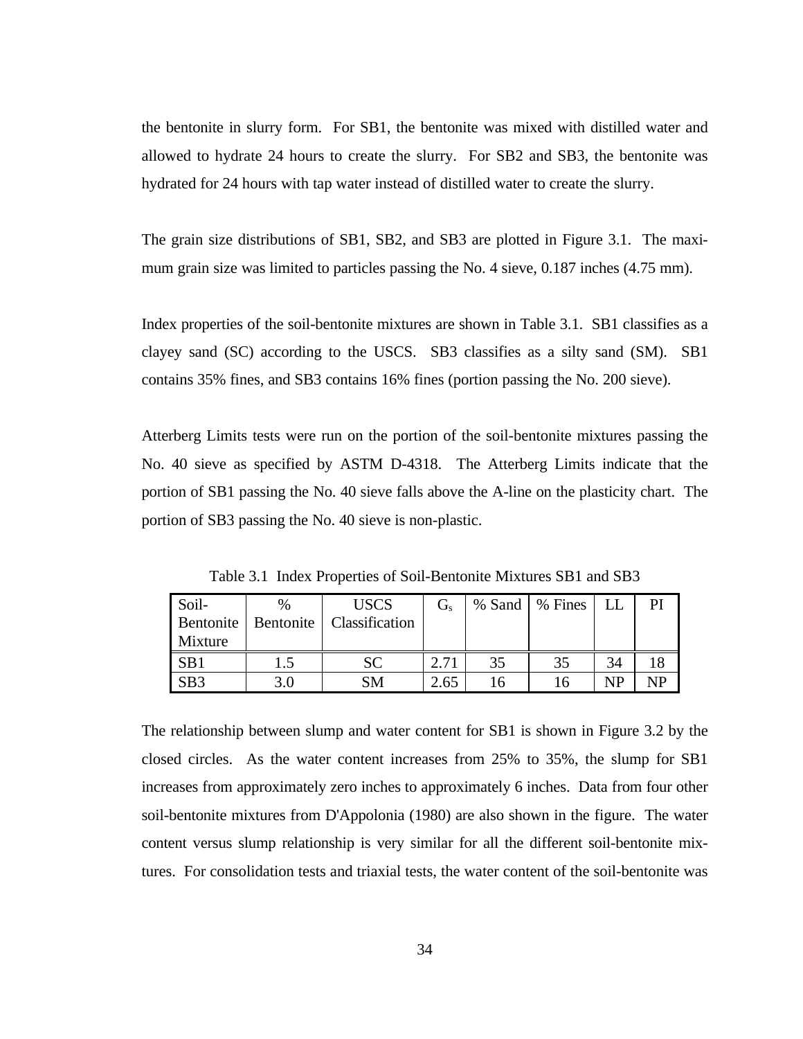the bentonite in slurry form. For SB1, the bentonite was mixed with distilled water and allowed to hydrate 24 hours to create the slurry. For SB2 and SB3, the bentonite was hydrated for 24 hours with tap water instead of distilled water to create the slurry.

The grain size distributions of SB1, SB2, and SB3 are plotted in Figure 3.1. The maximum grain size was limited to particles passing the No. 4 sieve, 0.187 inches (4.75 mm).

Index properties of the soil-bentonite mixtures are shown in Table 3.1. SB1 classifies as a clayey sand (SC) according to the USCS. SB3 classifies as a silty sand (SM). SB1 contains 35% fines, and SB3 contains 16% fines (portion passing the No. 200 sieve).

Atterberg Limits tests were run on the portion of the soil-bentonite mixtures passing the No. 40 sieve as specified by ASTM D-4318. The Atterberg Limits indicate that the portion of SB1 passing the No. 40 sieve falls above the A-line on the plasticity chart. The portion of SB3 passing the No. 40 sieve is non-plastic.

Table 3.1 Index Properties of Soil-Bentonite Mixtures SB1 and SB3

| Soil-Bentonite Mixture | % Bentonite | USCS Classification | $G_s$ | % Sand | % Fines | LL | PI |
|---|---|---|---|---|---|---|---|
| SB1 | 1.5 | SC | 2.71 | 35 | 35 | 34 | 18 |
| SB3 | 3.0 | SM | 2.65 | 16 | 16 | NP | NP |

The relationship between slump and water content for SB1 is shown in Figure 3.2 by the closed circles. As the water content increases from 25% to 35%, the slump for SB1 increases from approximately zero inches to approximately 6 inches. Data from four other soil-bentonite mixtures from D'Appolonia (1980) are also shown in the figure. The water content versus slump relationship is very similar for all the different soil-bentonite mixtures. For consolidation tests and triaxial tests, the water content of the soil-bentonite was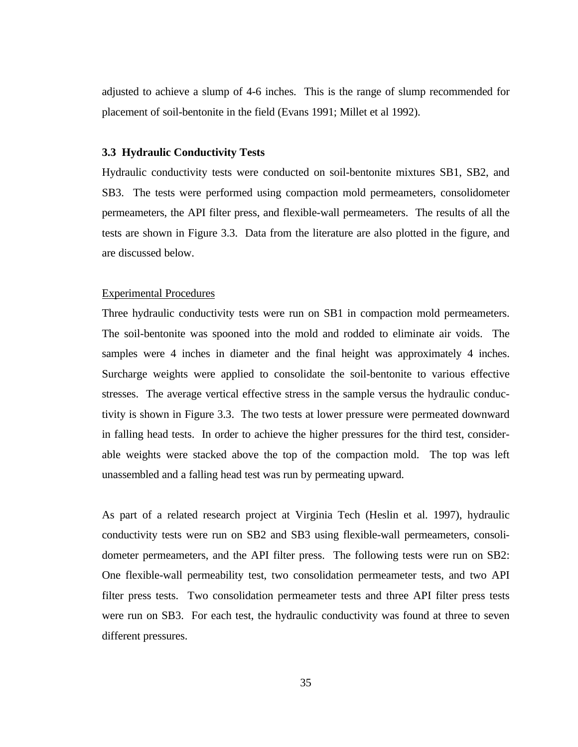adjusted to achieve a slump of 4-6 inches. This is the range of slump recommended for placement of soil-bentonite in the field (Evans 1991; Millet et al 1992).

### 3.3 Hydraulic Conductivity Tests

Hydraulic conductivity tests were conducted on soil-bentonite mixtures SB1, SB2, and SB3. The tests were performed using compaction mold permeameters, consolidometer permeameters, the API filter press, and flexible-wall permeameters. The results of all the tests are shown in Figure 3.3. Data from the literature are also plotted in the figure, and are discussed below.

<u>Experimental Procedures</u>

Three hydraulic conductivity tests were run on SB1 in compaction mold permeameters. The soil-bentonite was spooned into the mold and rodded to eliminate air voids. The samples were 4 inches in diameter and the final height was approximately 4 inches. Surcharge weights were applied to consolidate the soil-bentonite to various effective stresses. The average vertical effective stress in the sample versus the hydraulic conductivity is shown in Figure 3.3. The two tests at lower pressure were permeated downward in falling head tests. In order to achieve the higher pressures for the third test, considerable weights were stacked above the top of the compaction mold. The top was left unassembled and a falling head test was run by permeating upward.

As part of a related research project at Virginia Tech (Heslin et al. 1997), hydraulic conductivity tests were run on SB2 and SB3 using flexible-wall permeameters, consolidometer permeameters, and the API filter press. The following tests were run on SB2: One flexible-wall permeability test, two consolidation permeameter tests, and two API filter press tests. Two consolidation permeameter tests and three API filter press tests were run on SB3. For each test, the hydraulic conductivity was found at three to seven different pressures.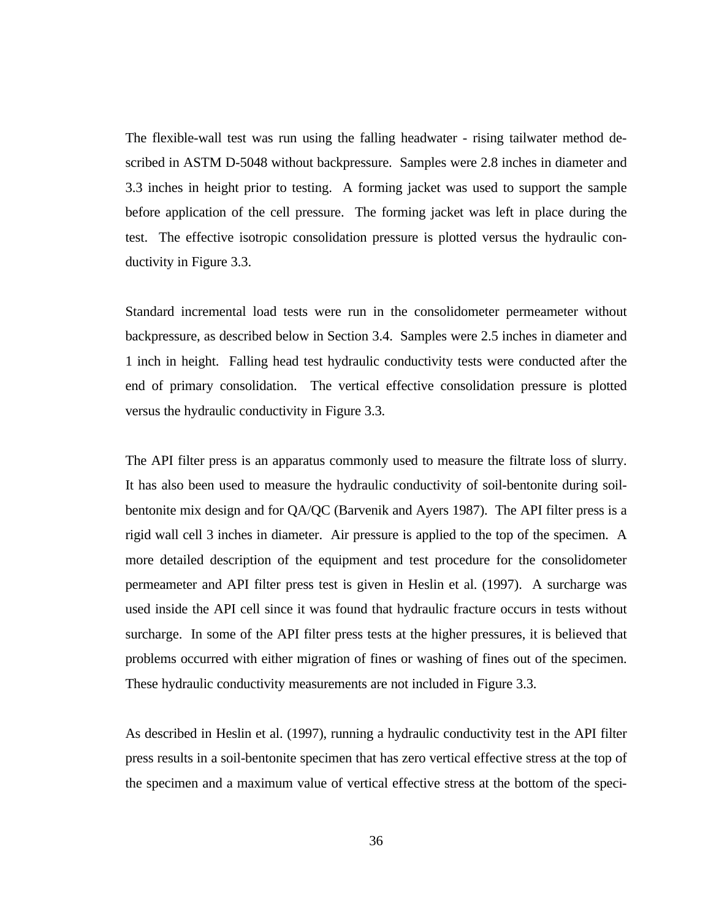The flexible-wall test was run using the falling headwater - rising tailwater method described in ASTM D-5048 without backpressure. Samples were 2.8 inches in diameter and 3.3 inches in height prior to testing. A forming jacket was used to support the sample before application of the cell pressure. The forming jacket was left in place during the test. The effective isotropic consolidation pressure is plotted versus the hydraulic conductivity in Figure 3.3.

Standard incremental load tests were run in the consolidometer permeameter without backpressure, as described below in Section 3.4. Samples were 2.5 inches in diameter and 1 inch in height. Falling head test hydraulic conductivity tests were conducted after the end of primary consolidation. The vertical effective consolidation pressure is plotted versus the hydraulic conductivity in Figure 3.3.

The API filter press is an apparatus commonly used to measure the filtrate loss of slurry. It has also been used to measure the hydraulic conductivity of soil-bentonite during soil-bentonite mix design and for QA/QC (Barvenik and Ayers 1987). The API filter press is a rigid wall cell 3 inches in diameter. Air pressure is applied to the top of the specimen. A more detailed description of the equipment and test procedure for the consolidometer permeameter and API filter press test is given in Heslin et al. (1997). A surcharge was used inside the API cell since it was found that hydraulic fracture occurs in tests without surcharge. In some of the API filter press tests at the higher pressures, it is believed that problems occurred with either migration of fines or washing of fines out of the specimen. These hydraulic conductivity measurements are not included in Figure 3.3.

As described in Heslin et al. (1997), running a hydraulic conductivity test in the API filter press results in a soil-bentonite specimen that has zero vertical effective stress at the top of the specimen and a maximum value of vertical effective stress at the bottom of the speci-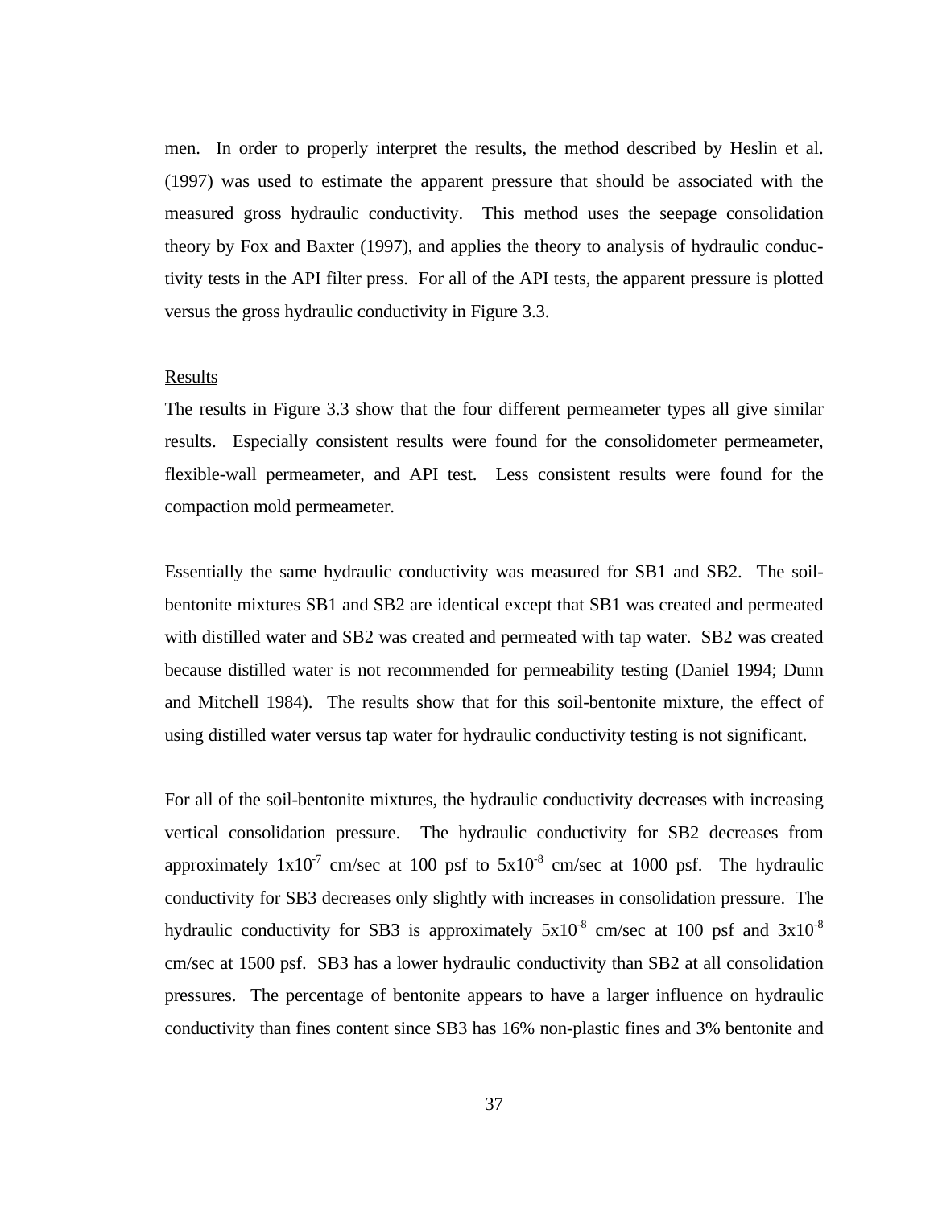men. In order to properly interpret the results, the method described by Heslin et al. (1997) was used to estimate the apparent pressure that should be associated with the measured gross hydraulic conductivity. This method uses the seepage consolidation theory by Fox and Baxter (1997), and applies the theory to analysis of hydraulic conductivity tests in the API filter press. For all of the API tests, the apparent pressure is plotted versus the gross hydraulic conductivity in Figure 3.3.

Results

The results in Figure 3.3 show that the four different permeameter types all give similar results. Especially consistent results were found for the consolidometer permeameter, flexible-wall permeameter, and API test. Less consistent results were found for the compaction mold permeameter.

Essentially the same hydraulic conductivity was measured for SB1 and SB2. The soil-bentonite mixtures SB1 and SB2 are identical except that SB1 was created and permeated with distilled water and SB2 was created and permeated with tap water. SB2 was created because distilled water is not recommended for permeability testing (Daniel 1994; Dunn and Mitchell 1984). The results show that for this soil-bentonite mixture, the effect of using distilled water versus tap water for hydraulic conductivity testing is not significant.

For all of the soil-bentonite mixtures, the hydraulic conductivity decreases with increasing vertical consolidation pressure. The hydraulic conductivity for SB2 decreases from approximately $1 \times 10^{-7}$ cm/sec at 100 psf to $5 \times 10^{-8}$ cm/sec at 1000 psf. The hydraulic conductivity for SB3 decreases only slightly with increases in consolidation pressure. The hydraulic conductivity for SB3 is approximately $5 \times 10^{-8}$ cm/sec at 100 psf and $3 \times 10^{-8}$ cm/sec at 1500 psf. SB3 has a lower hydraulic conductivity than SB2 at all consolidation pressures. The percentage of bentonite appears to have a larger influence on hydraulic conductivity than fines content since SB3 has 16% non-plastic fines and 3% bentonite and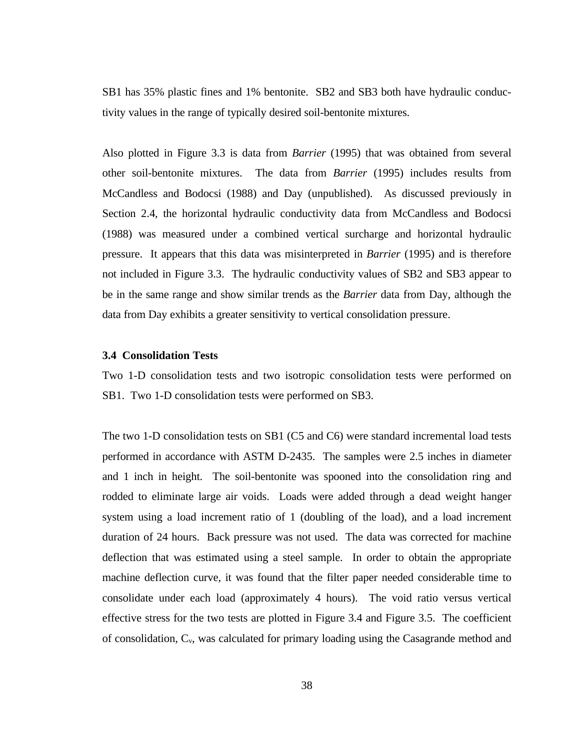SB1 has 35% plastic fines and 1% bentonite. SB2 and SB3 both have hydraulic conductivity values in the range of typically desired soil-bentonite mixtures.

Also plotted in Figure 3.3 is data from *Barrier* (1995) that was obtained from several other soil-bentonite mixtures. The data from *Barrier* (1995) includes results from McCandless and Bodocsi (1988) and Day (unpublished). As discussed previously in Section 2.4, the horizontal hydraulic conductivity data from McCandless and Bodocsi (1988) was measured under a combined vertical surcharge and horizontal hydraulic pressure. It appears that this data was misinterpreted in *Barrier* (1995) and is therefore not included in Figure 3.3. The hydraulic conductivity values of SB2 and SB3 appear to be in the same range and show similar trends as the *Barrier* data from Day, although the data from Day exhibits a greater sensitivity to vertical consolidation pressure.

### 3.4 Consolidation Tests

Two 1-D consolidation tests and two isotropic consolidation tests were performed on SB1. Two 1-D consolidation tests were performed on SB3.

The two 1-D consolidation tests on SB1 (C5 and C6) were standard incremental load tests performed in accordance with ASTM D-2435. The samples were 2.5 inches in diameter and 1 inch in height. The soil-bentonite was spooned into the consolidation ring and rodded to eliminate large air voids. Loads were added through a dead weight hanger system using a load increment ratio of 1 (doubling of the load), and a load increment duration of 24 hours. Back pressure was not used. The data was corrected for machine deflection that was estimated using a steel sample. In order to obtain the appropriate machine deflection curve, it was found that the filter paper needed considerable time to consolidate under each load (approximately 4 hours). The void ratio versus vertical effective stress for the two tests are plotted in Figure 3.4 and Figure 3.5. The coefficient of consolidation, $C_v$, was calculated for primary loading using the Casagrande method and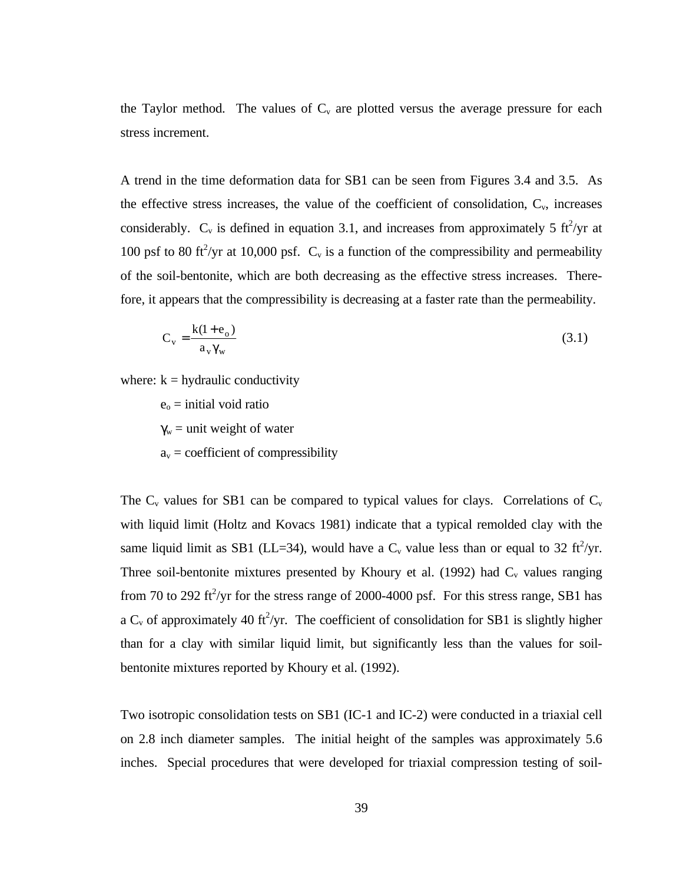the Taylor method. The values of $C_v$ are plotted versus the average pressure for each stress increment.

A trend in the time deformation data for SB1 can be seen from Figures 3.4 and 3.5. As the effective stress increases, the value of the coefficient of consolidation, $C_v$, increases considerably. $C_v$ is defined in equation 3.1, and increases from approximately 5 $ft^2/yr$ at 100 psf to 80 $ft^2/yr$ at 10,000 psf. $C_v$ is a function of the compressibility and permeability of the soil-bentonite, which are both decreasing as the effective stress increases. Therefore, it appears that the compressibility is decreasing at a faster rate than the permeability.

$$C_v = \frac{k(1 + e_o)}{a_v \gamma_w} \tag{3.1}$$

where: k = hydraulic conductivity

$e_o$ = initial void ratio

$\gamma_w$ = unit weight of water

$a_v$ = coefficient of compressibility

The $C_v$ values for SB1 can be compared to typical values for clays. Correlations of $C_v$ with liquid limit (Holtz and Kovacs 1981) indicate that a typical remolded clay with the same liquid limit as SB1 (LL=34), would have a $C_v$ value less than or equal to 32 $ft^2/yr$. Three soil-bentonite mixtures presented by Khoury et al. (1992) had $C_v$ values ranging from 70 to 292 $ft^2/yr$ for the stress range of 2000-4000 psf. For this stress range, SB1 has a $C_v$ of approximately 40 $ft^2/yr$. The coefficient of consolidation for SB1 is slightly higher than for a clay with similar liquid limit, but significantly less than the values for soil-bentonite mixtures reported by Khoury et al. (1992).

Two isotropic consolidation tests on SB1 (IC-1 and IC-2) were conducted in a triaxial cell on 2.8 inch diameter samples. The initial height of the samples was approximately 5.6 inches. Special procedures that were developed for triaxial compression testing of soil-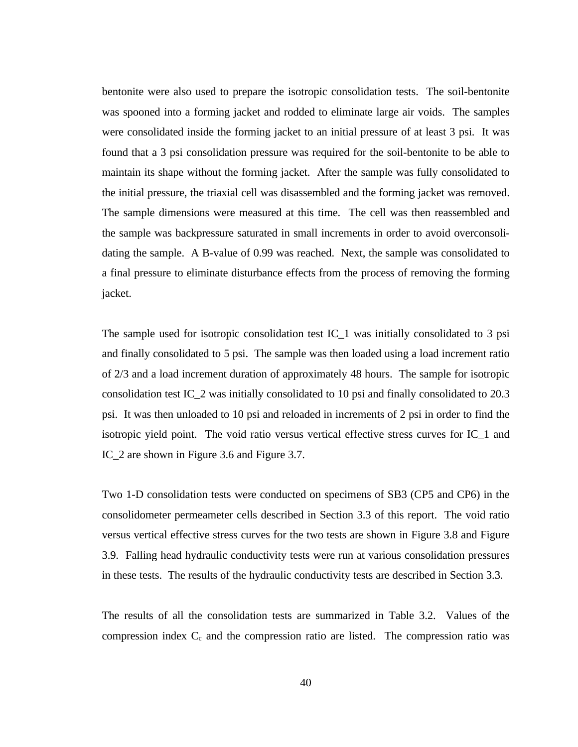bentonite were also used to prepare the isotropic consolidation tests. The soil-bentonite was spooned into a forming jacket and rodded to eliminate large air voids. The samples were consolidated inside the forming jacket to an initial pressure of at least 3 psi. It was found that a 3 psi consolidation pressure was required for the soil-bentonite to be able to maintain its shape without the forming jacket. After the sample was fully consolidated to the initial pressure, the triaxial cell was disassembled and the forming jacket was removed. The sample dimensions were measured at this time. The cell was then reassembled and the sample was backpressure saturated in small increments in order to avoid overconsolidating the sample. A B-value of 0.99 was reached. Next, the sample was consolidated to a final pressure to eliminate disturbance effects from the process of removing the forming jacket.

The sample used for isotropic consolidation test IC_1 was initially consolidated to 3 psi and finally consolidated to 5 psi. The sample was then loaded using a load increment ratio of 2/3 and a load increment duration of approximately 48 hours. The sample for isotropic consolidation test IC_2 was initially consolidated to 10 psi and finally consolidated to 20.3 psi. It was then unloaded to 10 psi and reloaded in increments of 2 psi in order to find the isotropic yield point. The void ratio versus vertical effective stress curves for IC_1 and IC_2 are shown in Figure 3.6 and Figure 3.7.

Two 1-D consolidation tests were conducted on specimens of SB3 (CP5 and CP6) in the consolidometer permeameter cells described in Section 3.3 of this report. The void ratio versus vertical effective stress curves for the two tests are shown in Figure 3.8 and Figure 3.9. Falling head hydraulic conductivity tests were run at various consolidation pressures in these tests. The results of the hydraulic conductivity tests are described in Section 3.3.

The results of all the consolidation tests are summarized in Table 3.2. Values of the compression index $C_c$ and the compression ratio are listed. The compression ratio was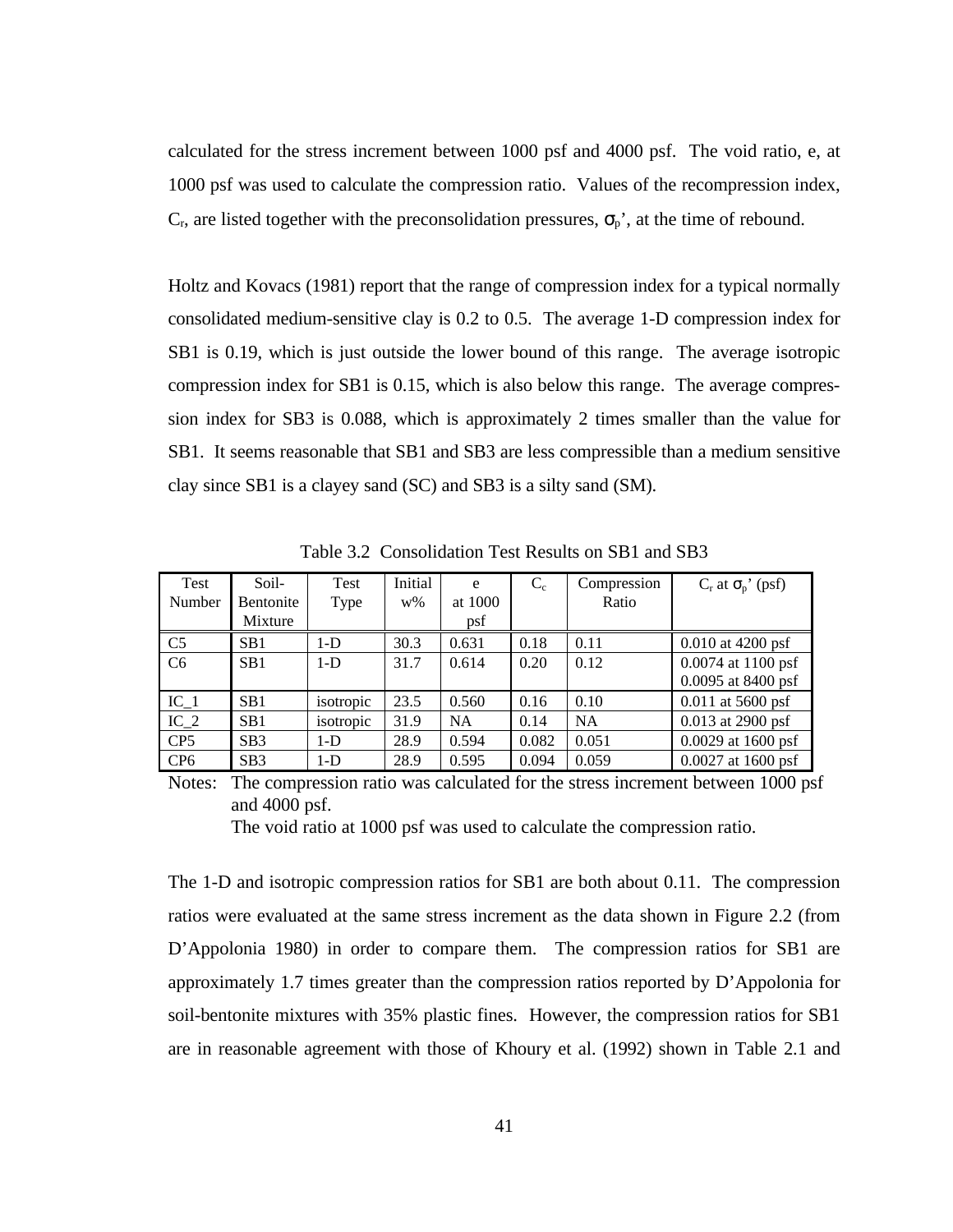calculated for the stress increment between 1000 psf and 4000 psf. The void ratio, e, at 1000 psf was used to calculate the compression ratio. Values of the recompression index, $C_r$, are listed together with the preconsolidation pressures, $\sigma_p$', at the time of rebound.

Holtz and Kovacs (1981) report that the range of compression index for a typical normally consolidated medium-sensitive clay is 0.2 to 0.5. The average 1-D compression index for SB1 is 0.19, which is just outside the lower bound of this range. The average isotropic compression index for SB1 is 0.15, which is also below this range. The average compression index for SB3 is 0.088, which is approximately 2 times smaller than the value for SB1. It seems reasonable that SB1 and SB3 are less compressible than a medium sensitive clay since SB1 is a clayey sand (SC) and SB3 is a silty sand (SM).

Table 3.2 Consolidation Test Results on SB1 and SB3

| Test Number | Soil-Bentonite Mixture | Test Type | Initial w% | e at 1000 psf | $C_c$ | Compression Ratio | $C_r$ at $\sigma_p$' (psf) |
|---|---|---|---|---|---|---|---|
| C5 | SB1 | 1-D | 30.3 | 0.631 | 0.18 | 0.11 | 0.010 at 4200 psf |
| C6 | SB1 | 1-D | 31.7 | 0.614 | 0.20 | 0.12 | 0.0074 at 1100 psf<br>0.0095 at 8400 psf |
| IC_1 | SB1 | isotropic | 23.5 | 0.560 | 0.16 | 0.10 | 0.011 at 5600 psf |
| IC_2 | SB1 | isotropic | 31.9 | NA | 0.14 | NA | 0.013 at 2900 psf |
| CP5 | SB3 | 1-D | 28.9 | 0.594 | 0.082 | 0.051 | 0.0029 at 1600 psf |
| CP6 | SB3 | 1-D | 28.9 | 0.595 | 0.094 | 0.059 | 0.0027 at 1600 psf |

Notes: The compression ratio was calculated for the stress increment between 1000 psf and 4000 psf.
The void ratio at 1000 psf was used to calculate the compression ratio.

The 1-D and isotropic compression ratios for SB1 are both about 0.11. The compression ratios were evaluated at the same stress increment as the data shown in Figure 2.2 (from D'Appolonia 1980) in order to compare them. The compression ratios for SB1 are approximately 1.7 times greater than the compression ratios reported by D'Appolonia for soil-bentonite mixtures with 35% plastic fines. However, the compression ratios for SB1 are in reasonable agreement with those of Khoury et al. (1992) shown in Table 2.1 and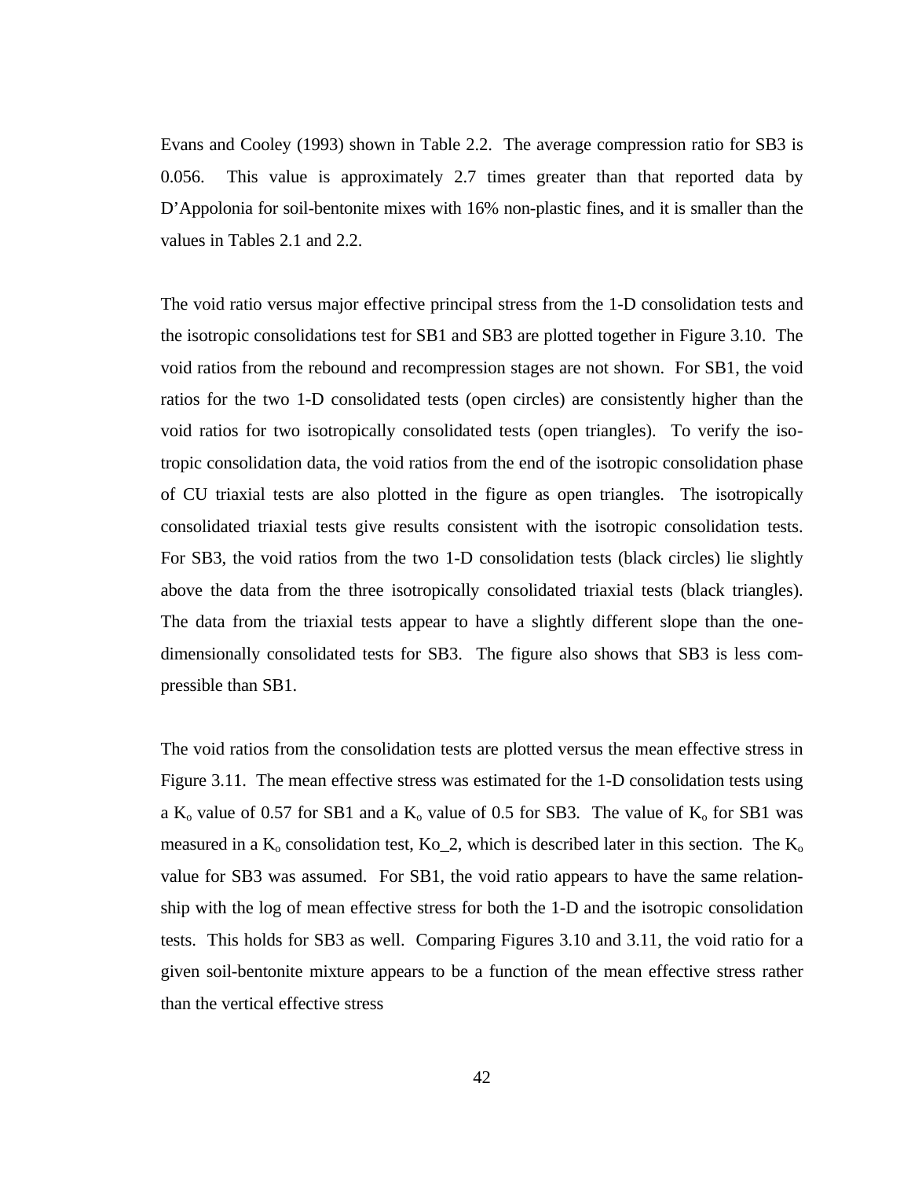Evans and Cooley (1993) shown in Table 2.2. The average compression ratio for SB3 is 0.056. This value is approximately 2.7 times greater than that reported data by D'Appolonia for soil-bentonite mixes with 16% non-plastic fines, and it is smaller than the values in Tables 2.1 and 2.2.

The void ratio versus major effective principal stress from the 1-D consolidation tests and the isotropic consolidations test for SB1 and SB3 are plotted together in Figure 3.10. The void ratios from the rebound and recompression stages are not shown. For SB1, the void ratios for the two 1-D consolidated tests (open circles) are consistently higher than the void ratios for two isotropically consolidated tests (open triangles). To verify the isotropic consolidation data, the void ratios from the end of the isotropic consolidation phase of CU triaxial tests are also plotted in the figure as open triangles. The isotropically consolidated triaxial tests give results consistent with the isotropic consolidation tests. For SB3, the void ratios from the two 1-D consolidation tests (black circles) lie slightly above the data from the three isotropically consolidated triaxial tests (black triangles). The data from the triaxial tests appear to have a slightly different slope than the one-dimensionally consolidated tests for SB3. The figure also shows that SB3 is less compressible than SB1.

The void ratios from the consolidation tests are plotted versus the mean effective stress in Figure 3.11. The mean effective stress was estimated for the 1-D consolidation tests using a $K_o$ value of 0.57 for SB1 and a $K_o$ value of 0.5 for SB3. The value of $K_o$ for SB1 was measured in a $K_o$ consolidation test, Ko_2, which is described later in this section. The $K_o$ value for SB3 was assumed. For SB1, the void ratio appears to have the same relationship with the log of mean effective stress for both the 1-D and the isotropic consolidation tests. This holds for SB3 as well. Comparing Figures 3.10 and 3.11, the void ratio for a given soil-bentonite mixture appears to be a function of the mean effective stress rather than the vertical effective stress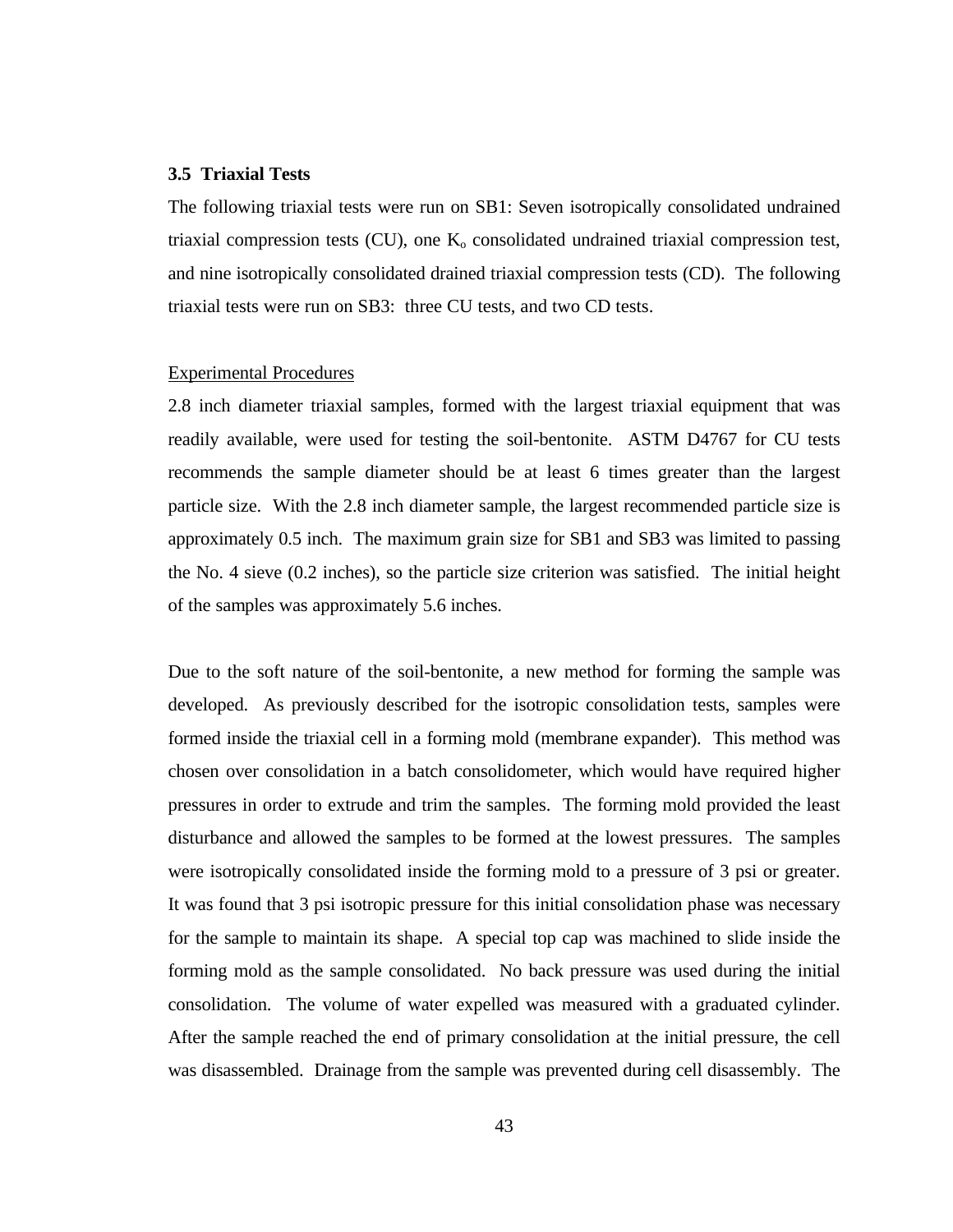### 3.5 Triaxial Tests

The following triaxial tests were run on SB1: Seven isotropically consolidated undrained triaxial compression tests (CU), one $K_o$ consolidated undrained triaxial compression test, and nine isotropically consolidated drained triaxial compression tests (CD). The following triaxial tests were run on SB3: three CU tests, and two CD tests.

Experimental Procedures

2.8 inch diameter triaxial samples, formed with the largest triaxial equipment that was readily available, were used for testing the soil-bentonite. ASTM D4767 for CU tests recommends the sample diameter should be at least 6 times greater than the largest particle size. With the 2.8 inch diameter sample, the largest recommended particle size is approximately 0.5 inch. The maximum grain size for SB1 and SB3 was limited to passing the No. 4 sieve (0.2 inches), so the particle size criterion was satisfied. The initial height of the samples was approximately 5.6 inches.

Due to the soft nature of the soil-bentonite, a new method for forming the sample was developed. As previously described for the isotropic consolidation tests, samples were formed inside the triaxial cell in a forming mold (membrane expander). This method was chosen over consolidation in a batch consolidometer, which would have required higher pressures in order to extrude and trim the samples. The forming mold provided the least disturbance and allowed the samples to be formed at the lowest pressures. The samples were isotropically consolidated inside the forming mold to a pressure of 3 psi or greater. It was found that 3 psi isotropic pressure for this initial consolidation phase was necessary for the sample to maintain its shape. A special top cap was machined to slide inside the forming mold as the sample consolidated. No back pressure was used during the initial consolidation. The volume of water expelled was measured with a graduated cylinder. After the sample reached the end of primary consolidation at the initial pressure, the cell was disassembled. Drainage from the sample was prevented during cell disassembly. The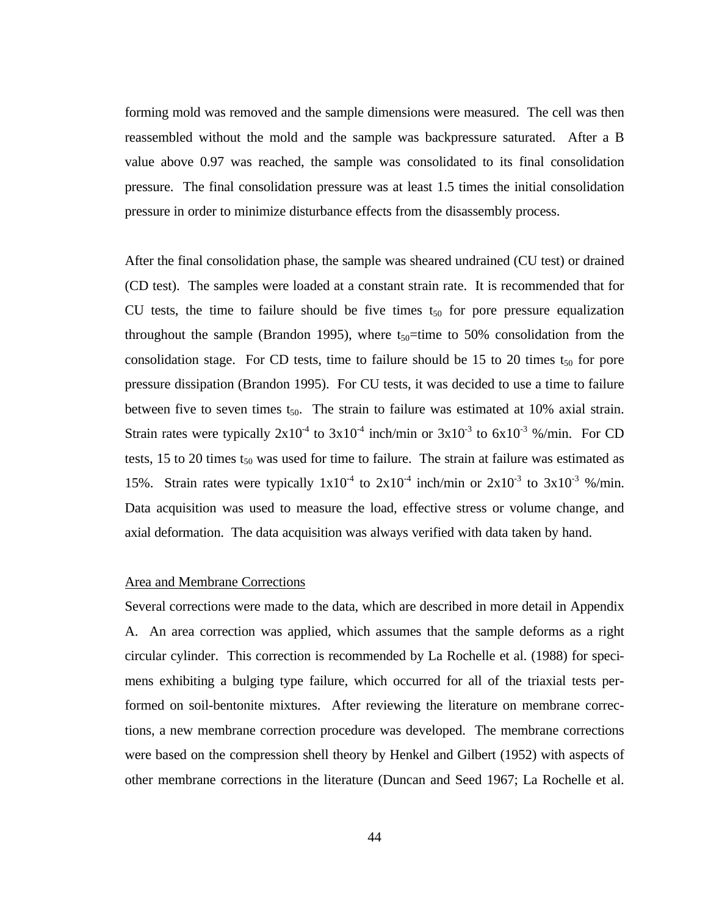forming mold was removed and the sample dimensions were measured. The cell was then reassembled without the mold and the sample was backpressure saturated. After a B value above 0.97 was reached, the sample was consolidated to its final consolidation pressure. The final consolidation pressure was at least 1.5 times the initial consolidation pressure in order to minimize disturbance effects from the disassembly process.

After the final consolidation phase, the sample was sheared undrained (CU test) or drained (CD test). The samples were loaded at a constant strain rate. It is recommended that for CU tests, the time to failure should be five times $t_{50}$ for pore pressure equalization throughout the sample (Brandon 1995), where $t_{50}$=time to 50% consolidation from the consolidation stage. For CD tests, time to failure should be 15 to 20 times $t_{50}$ for pore pressure dissipation (Brandon 1995). For CU tests, it was decided to use a time to failure between five to seven times $t_{50}$. The strain to failure was estimated at 10% axial strain. Strain rates were typically $2 \times 10^{-4}$ to $3 \times 10^{-4}$ inch/min or $3 \times 10^{-3}$ to $6 \times 10^{-3}$ %/min. For CD tests, 15 to 20 times $t_{50}$ was used for time to failure. The strain at failure was estimated as 15%. Strain rates were typically $1 \times 10^{-4}$ to $2 \times 10^{-4}$ inch/min or $2 \times 10^{-3}$ to $3 \times 10^{-3}$ %/min. Data acquisition was used to measure the load, effective stress or volume change, and axial deformation. The data acquisition was always verified with data taken by hand.

### Area and Membrane Corrections

Several corrections were made to the data, which are described in more detail in Appendix A. An area correction was applied, which assumes that the sample deforms as a right circular cylinder. This correction is recommended by La Rochelle et al. (1988) for specimens exhibiting a bulging type failure, which occurred for all of the triaxial tests performed on soil-bentonite mixtures. After reviewing the literature on membrane corrections, a new membrane correction procedure was developed. The membrane corrections were based on the compression shell theory by Henkel and Gilbert (1952) with aspects of other membrane corrections in the literature (Duncan and Seed 1967; La Rochelle et al.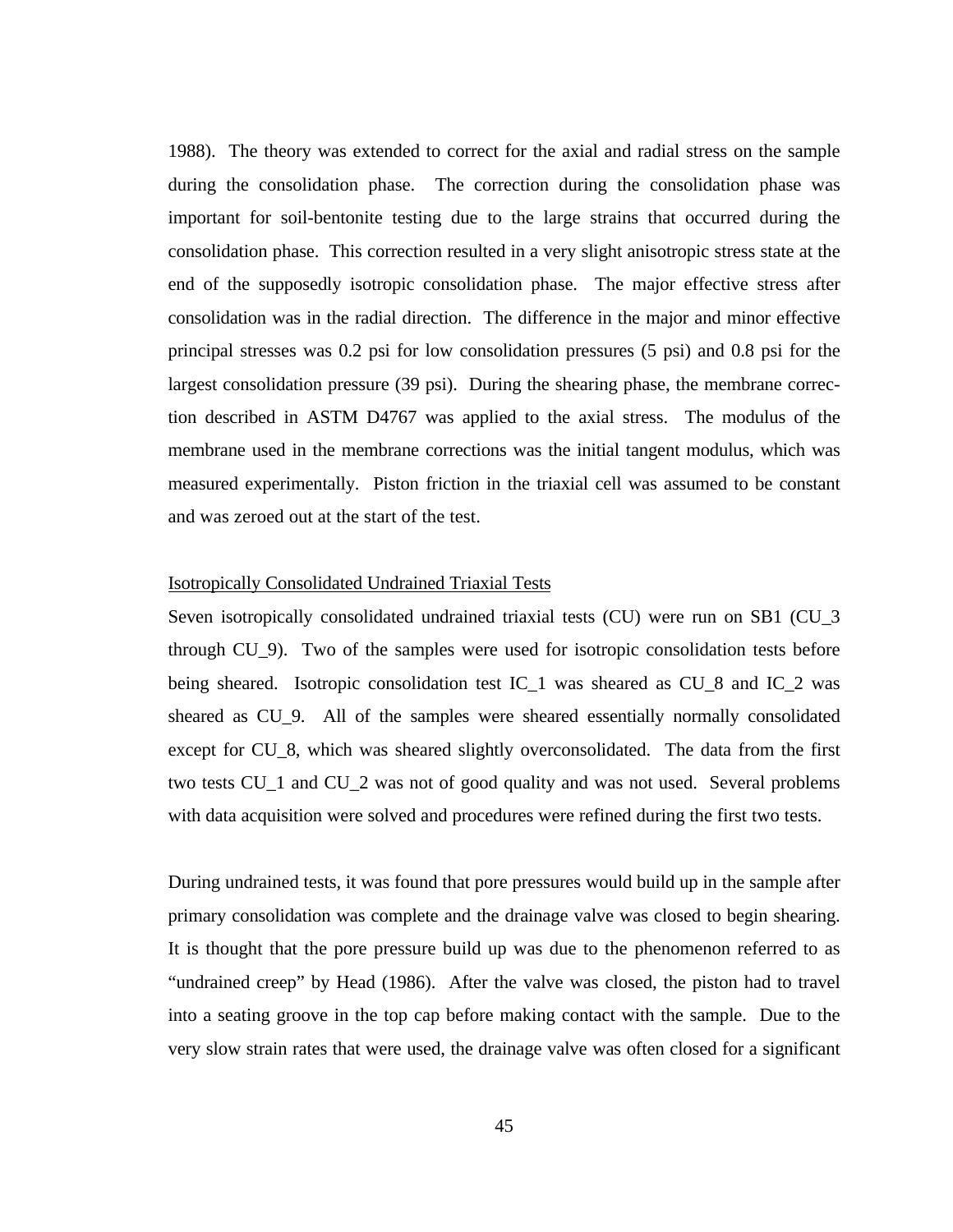1988). The theory was extended to correct for the axial and radial stress on the sample during the consolidation phase. The correction during the consolidation phase was important for soil-bentonite testing due to the large strains that occurred during the consolidation phase. This correction resulted in a very slight anisotropic stress state at the end of the supposedly isotropic consolidation phase. The major effective stress after consolidation was in the radial direction. The difference in the major and minor effective principal stresses was 0.2 psi for low consolidation pressures (5 psi) and 0.8 psi for the largest consolidation pressure (39 psi). During the shearing phase, the membrane correction described in ASTM D4767 was applied to the axial stress. The modulus of the membrane used in the membrane corrections was the initial tangent modulus, which was measured experimentally. Piston friction in the triaxial cell was assumed to be constant and was zeroed out at the start of the test.

<u>Isotropically Consolidated Undrained Triaxial Tests</u>

Seven isotropically consolidated undrained triaxial tests (CU) were run on SB1 (CU_3 through CU_9). Two of the samples were used for isotropic consolidation tests before being sheared. Isotropic consolidation test IC_1 was sheared as CU_8 and IC_2 was sheared as CU_9. All of the samples were sheared essentially normally consolidated except for CU_8, which was sheared slightly overconsolidated. The data from the first two tests CU_1 and CU_2 was not of good quality and was not used. Several problems with data acquisition were solved and procedures were refined during the first two tests.

During undrained tests, it was found that pore pressures would build up in the sample after primary consolidation was complete and the drainage valve was closed to begin shearing. It is thought that the pore pressure build up was due to the phenomenon referred to as "undrained creep" by Head (1986). After the valve was closed, the piston had to travel into a seating groove in the top cap before making contact with the sample. Due to the very slow strain rates that were used, the drainage valve was often closed for a significant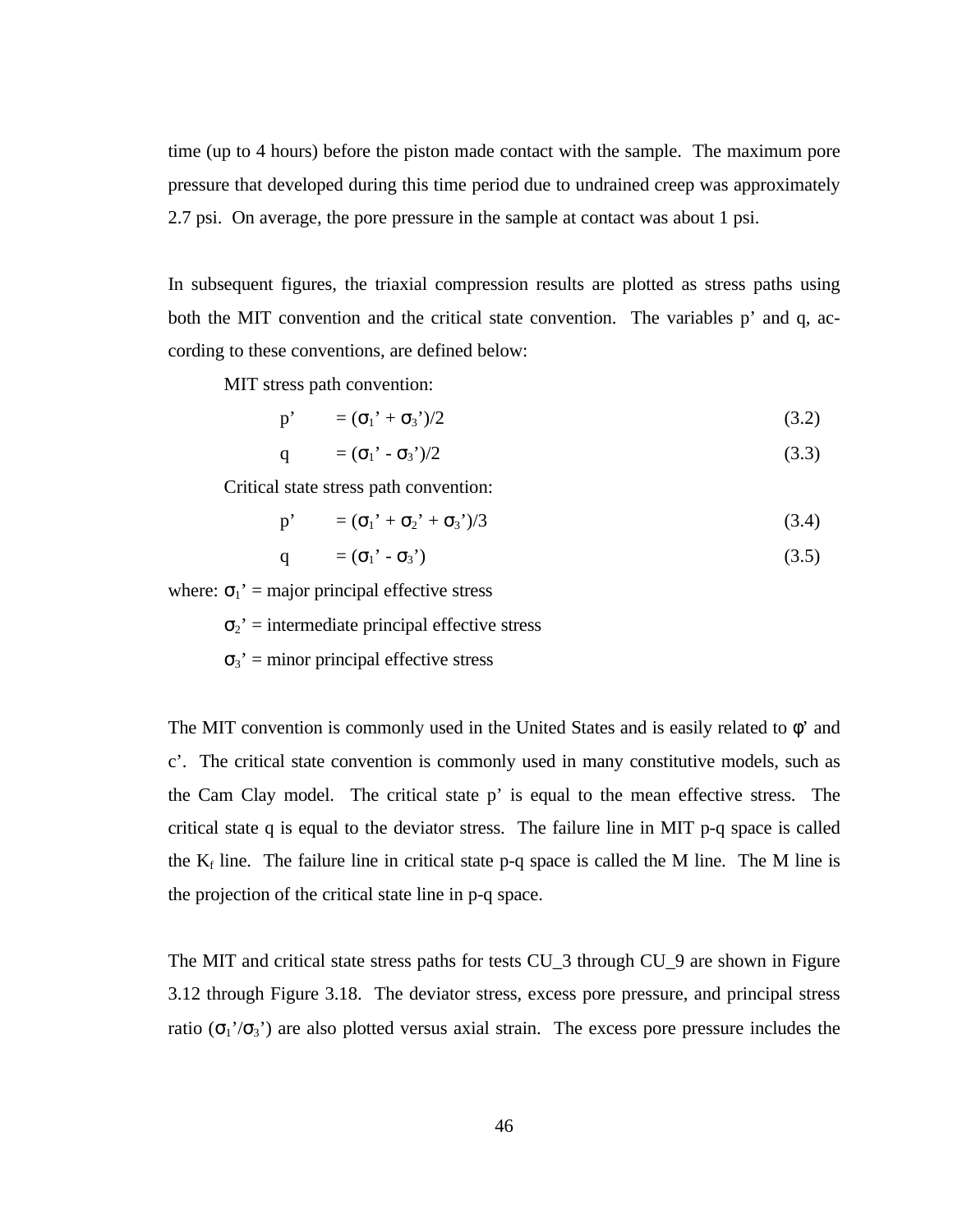time (up to 4 hours) before the piston made contact with the sample. The maximum pore pressure that developed during this time period due to undrained creep was approximately 2.7 psi. On average, the pore pressure in the sample at contact was about 1 psi.

In subsequent figures, the triaxial compression results are plotted as stress paths using both the MIT convention and the critical state convention. The variables p' and q, according to these conventions, are defined below:

MIT stress path convention:

$$p' = (\sigma_1' + \sigma_3')/2 \tag{3.2}$$

$$q = (\sigma_1' - \sigma_3')/2 \tag{3.3}$$

Critical state stress path convention:

$$p' = (\sigma_1' + \sigma_2' + \sigma_3')/3 \tag{3.4}$$

$$q = (\sigma_1' - \sigma_3') \tag{3.5}$$

where: $\sigma_1'$ = major principal effective stress

$\sigma_2'$ = intermediate principal effective stress

$\sigma_3'$ = minor principal effective stress

The MIT convention is commonly used in the United States and is easily related to $\phi'$ and c'. The critical state convention is commonly used in many constitutive models, such as the Cam Clay model. The critical state p' is equal to the mean effective stress. The critical state q is equal to the deviator stress. The failure line in MIT p-q space is called the $K_f$ line. The failure line in critical state p-q space is called the M line. The M line is the projection of the critical state line in p-q space.

The MIT and critical state stress paths for tests CU_3 through CU_9 are shown in Figure 3.12 through Figure 3.18. The deviator stress, excess pore pressure, and principal stress ratio ($\sigma_1'/\sigma_3'$) are also plotted versus axial strain. The excess pore pressure includes the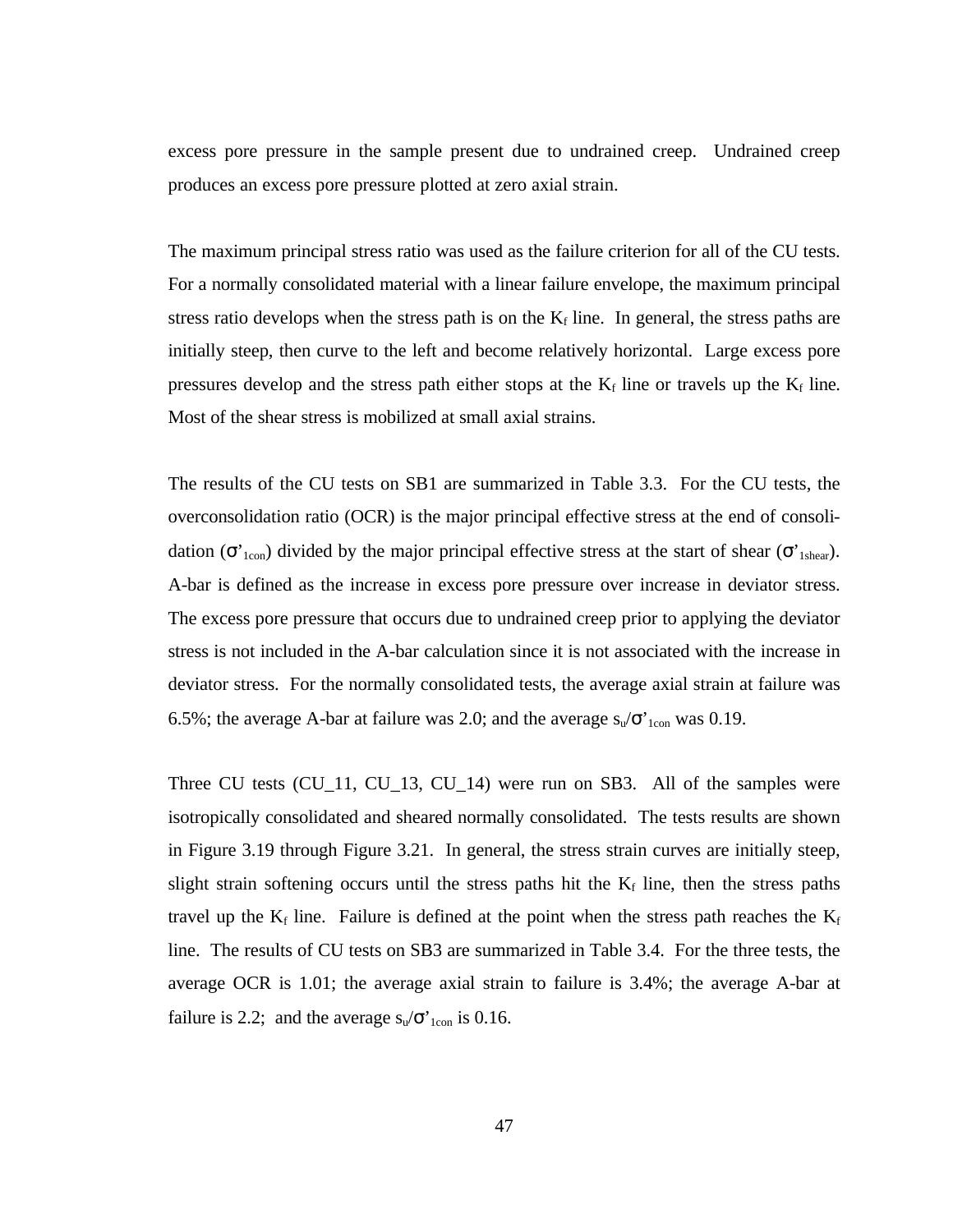excess pore pressure in the sample present due to undrained creep. Undrained creep produces an excess pore pressure plotted at zero axial strain.

The maximum principal stress ratio was used as the failure criterion for all of the CU tests. For a normally consolidated material with a linear failure envelope, the maximum principal stress ratio develops when the stress path is on the $K_f$ line. In general, the stress paths are initially steep, then curve to the left and become relatively horizontal. Large excess pore pressures develop and the stress path either stops at the $K_f$ line or travels up the $K_f$ line. Most of the shear stress is mobilized at small axial strains.

The results of the CU tests on SB1 are summarized in Table 3.3. For the CU tests, the overconsolidation ratio (OCR) is the major principal effective stress at the end of consolidation ($\sigma'_{1con}$) divided by the major principal effective stress at the start of shear ($\sigma'_{1shear}$). A-bar is defined as the increase in excess pore pressure over increase in deviator stress. The excess pore pressure that occurs due to undrained creep prior to applying the deviator stress is not included in the A-bar calculation since it is not associated with the increase in deviator stress. For the normally consolidated tests, the average axial strain at failure was 6.5%; the average A-bar at failure was 2.0; and the average $s_u/\sigma'_{1con}$ was 0.19.

Three CU tests (CU_11, CU_13, CU_14) were run on SB3. All of the samples were isotropically consolidated and sheared normally consolidated. The tests results are shown in Figure 3.19 through Figure 3.21. In general, the stress strain curves are initially steep, slight strain softening occurs until the stress paths hit the $K_f$ line, then the stress paths travel up the $K_f$ line. Failure is defined at the point when the stress path reaches the $K_f$ line. The results of CU tests on SB3 are summarized in Table 3.4. For the three tests, the average OCR is 1.01; the average axial strain to failure is 3.4%; the average A-bar at failure is 2.2; and the average $s_u/\sigma'_{1con}$ is 0.16.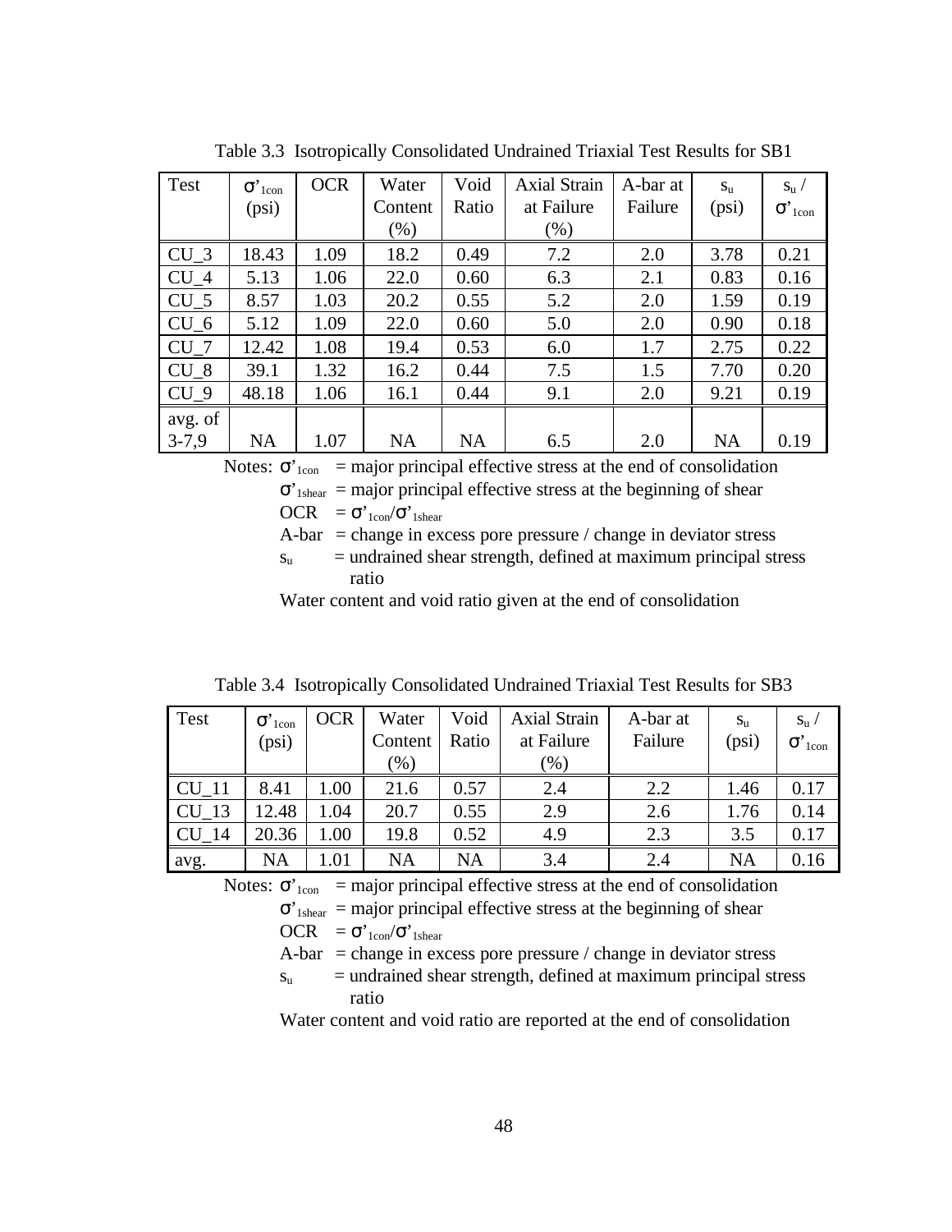Table 3.3 Isotropically Consolidated Undrained Triaxial Test Results for SB1

| Test | $\sigma'_{1con}$ (psi) | OCR | Water Content (%) | Void Ratio | Axial Strain at Failure (%) | A-bar at Failure | $s_u$ (psi) | $s_u$ / $\sigma'_{1con}$ |
|---|---|---|---|---|---|---|---|---|
| CU_3 | 18.43 | 1.09 | 18.2 | 0.49 | 7.2 | 2.0 | 3.78 | 0.21 |
| CU_4 | 5.13 | 1.06 | 22.0 | 0.60 | 6.3 | 2.1 | 0.83 | 0.16 |
| CU_5 | 8.57 | 1.03 | 20.2 | 0.55 | 5.2 | 2.0 | 1.59 | 0.19 |
| CU_6 | 5.12 | 1.09 | 22.0 | 0.60 | 5.0 | 2.0 | 0.90 | 0.18 |
| CU_7 | 12.42 | 1.08 | 19.4 | 0.53 | 6.0 | 1.7 | 2.75 | 0.22 |
| CU_8 | 39.1 | 1.32 | 16.2 | 0.44 | 7.5 | 1.5 | 7.70 | 0.20 |
| CU_9 | 48.18 | 1.06 | 16.1 | 0.44 | 9.1 | 2.0 | 9.21 | 0.19 |
| avg. of 3-7,9 | NA | 1.07 | NA | NA | 6.5 | 2.0 | NA | 0.19 |

Notes: $\sigma'_{1con}$ = major principal effective stress at the end of consolidation

$\sigma'_{1shear}$ = major principal effective stress at the beginning of shear

OCR = $\sigma'_{1con}/\sigma'_{1shear}$

A-bar = change in excess pore pressure / change in deviator stress

$s_u$ = undrained shear strength, defined at maximum principal stress ratio

Water content and void ratio given at the end of consolidation

Table 3.4 Isotropically Consolidated Undrained Triaxial Test Results for SB3

| Test | $\sigma'_{1con}$ (psi) | OCR | Water Content (%) | Void Ratio | Axial Strain at Failure (%) | A-bar at Failure | $s_u$ (psi) | $s_u$ / $\sigma'_{1con}$ |
|---|---|---|---|---|---|---|---|---|
| CU_11 | 8.41 | 1.00 | 21.6 | 0.57 | 2.4 | 2.2 | 1.46 | 0.17 |
| CU_13 | 12.48 | 1.04 | 20.7 | 0.55 | 2.9 | 2.6 | 1.76 | 0.14 |
| CU_14 | 20.36 | 1.00 | 19.8 | 0.52 | 4.9 | 2.3 | 3.5 | 0.17 |
| avg. | NA | 1.01 | NA | NA | 3.4 | 2.4 | NA | 0.16 |

Notes: $\sigma'_{1con}$ = major principal effective stress at the end of consolidation

$\sigma'_{1shear}$ = major principal effective stress at the beginning of shear

OCR = $\sigma'_{1con}/\sigma'_{1shear}$

A-bar = change in excess pore pressure / change in deviator stress

$s_u$ = undrained shear strength, defined at maximum principal stress ratio

Water content and void ratio are reported at the end of consolidation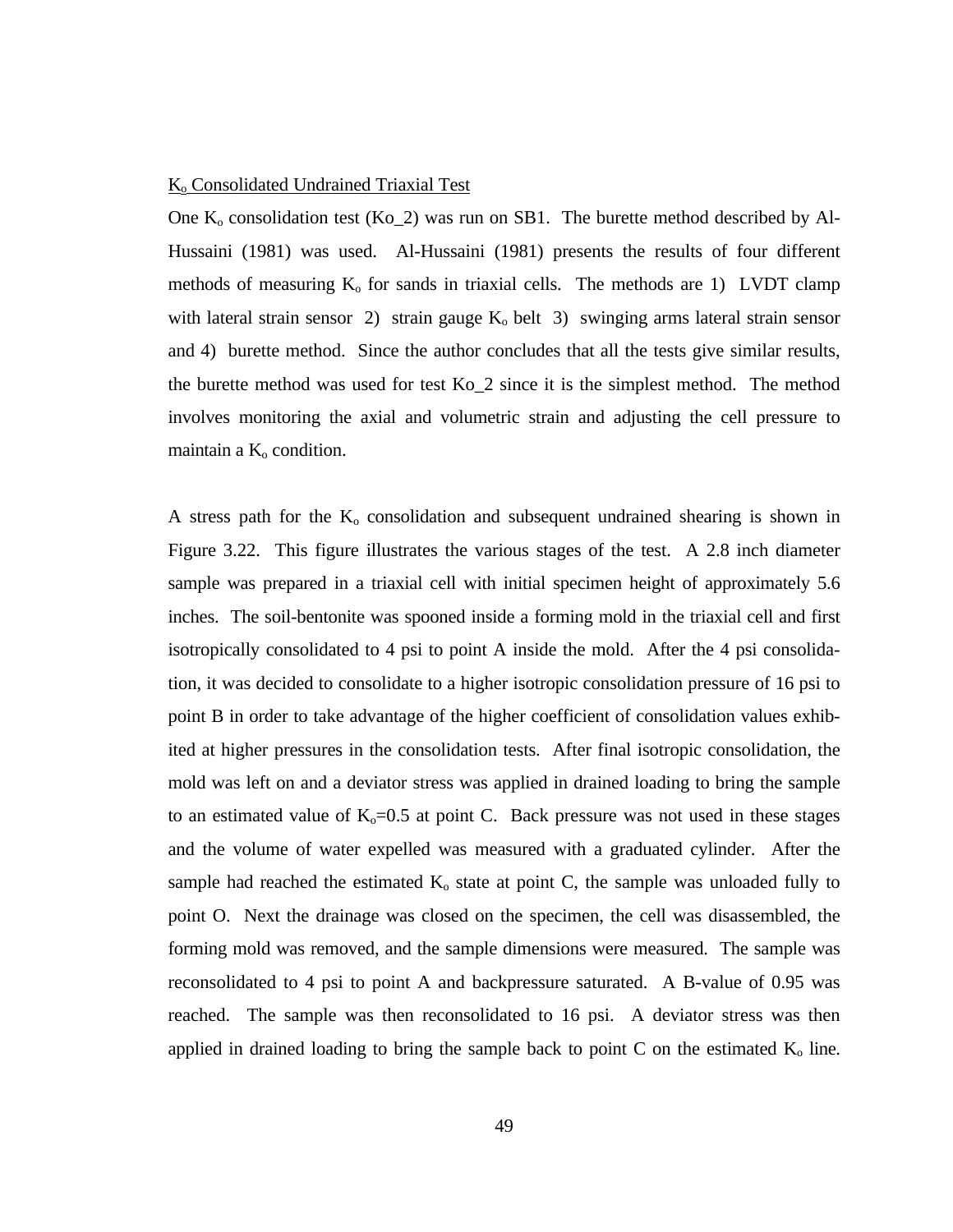<u>$K_o$ Consolidated Undrained Triaxial Test</u>

One $K_o$ consolidation test (Ko_2) was run on SB1. The burette method described by Al-Hussaini (1981) was used. Al-Hussaini (1981) presents the results of four different methods of measuring $K_o$ for sands in triaxial cells. The methods are 1) LVDT clamp with lateral strain sensor 2) strain gauge $K_o$ belt 3) swinging arms lateral strain sensor and 4) burette method. Since the author concludes that all the tests give similar results, the burette method was used for test Ko_2 since it is the simplest method. The method involves monitoring the axial and volumetric strain and adjusting the cell pressure to maintain a $K_o$ condition.

A stress path for the $K_o$ consolidation and subsequent undrained shearing is shown in Figure 3.22. This figure illustrates the various stages of the test. A 2.8 inch diameter sample was prepared in a triaxial cell with initial specimen height of approximately 5.6 inches. The soil-bentonite was spooned inside a forming mold in the triaxial cell and first isotropically consolidated to 4 psi to point A inside the mold. After the 4 psi consolidation, it was decided to consolidate to a higher isotropic consolidation pressure of 16 psi to point B in order to take advantage of the higher coefficient of consolidation values exhibited at higher pressures in the consolidation tests. After final isotropic consolidation, the mold was left on and a deviator stress was applied in drained loading to bring the sample to an estimated value of $K_o$=0.5 at point C. Back pressure was not used in these stages and the volume of water expelled was measured with a graduated cylinder. After the sample had reached the estimated $K_o$ state at point C, the sample was unloaded fully to point O. Next the drainage was closed on the specimen, the cell was disassembled, the forming mold was removed, and the sample dimensions were measured. The sample was reconsolidated to 4 psi to point A and backpressure saturated. A B-value of 0.95 was reached. The sample was then reconsolidated to 16 psi. A deviator stress was then applied in drained loading to bring the sample back to point C on the estimated $K_o$ line.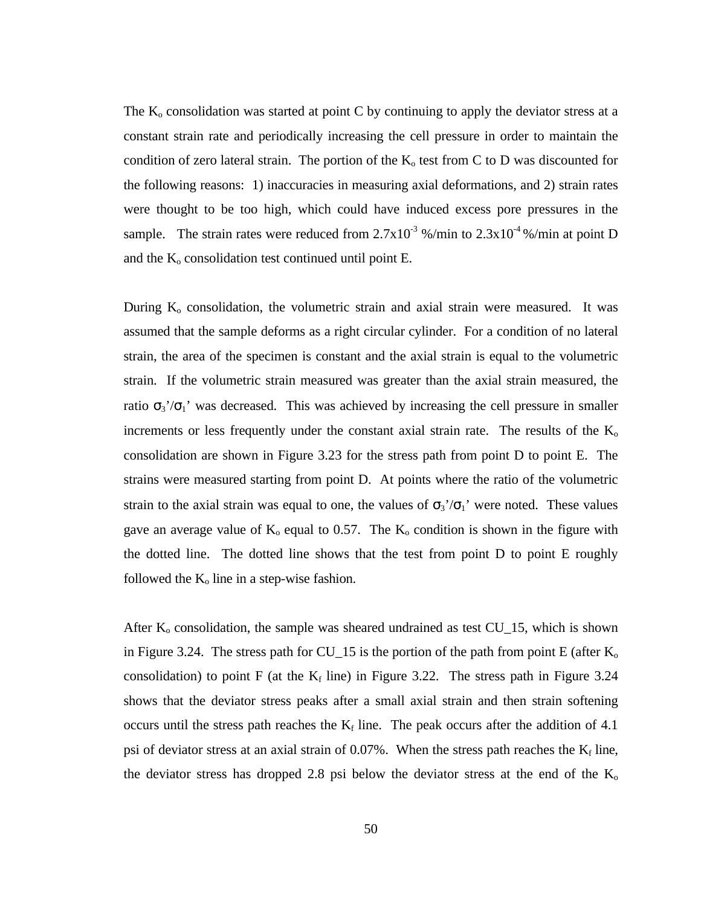The $K_o$ consolidation was started at point C by continuing to apply the deviator stress at a constant strain rate and periodically increasing the cell pressure in order to maintain the condition of zero lateral strain. The portion of the $K_o$ test from C to D was discounted for the following reasons: 1) inaccuracies in measuring axial deformations, and 2) strain rates were thought to be too high, which could have induced excess pore pressures in the sample. The strain rates were reduced from $2.7 \times 10^{-3}$ %/min to $2.3 \times 10^{-4}$ %/min at point D and the $K_o$ consolidation test continued until point E.

During $K_o$ consolidation, the volumetric strain and axial strain were measured. It was assumed that the sample deforms as a right circular cylinder. For a condition of no lateral strain, the area of the specimen is constant and the axial strain is equal to the volumetric strain. If the volumetric strain measured was greater than the axial strain measured, the ratio $\sigma_3'/\sigma_1'$ was decreased. This was achieved by increasing the cell pressure in smaller increments or less frequently under the constant axial strain rate. The results of the $K_o$ consolidation are shown in Figure 3.23 for the stress path from point D to point E. The strains were measured starting from point D. At points where the ratio of the volumetric strain to the axial strain was equal to one, the values of $\sigma_3'/\sigma_1'$ were noted. These values gave an average value of $K_o$ equal to 0.57. The $K_o$ condition is shown in the figure with the dotted line. The dotted line shows that the test from point D to point E roughly followed the $K_o$ line in a step-wise fashion.

After $K_o$ consolidation, the sample was sheared undrained as test CU_15, which is shown in Figure 3.24. The stress path for CU_15 is the portion of the path from point E (after $K_o$ consolidation) to point F (at the $K_f$ line) in Figure 3.22. The stress path in Figure 3.24 shows that the deviator stress peaks after a small axial strain and then strain softening occurs until the stress path reaches the $K_f$ line. The peak occurs after the addition of 4.1 psi of deviator stress at an axial strain of 0.07%. When the stress path reaches the $K_f$ line, the deviator stress has dropped 2.8 psi below the deviator stress at the end of the $K_o$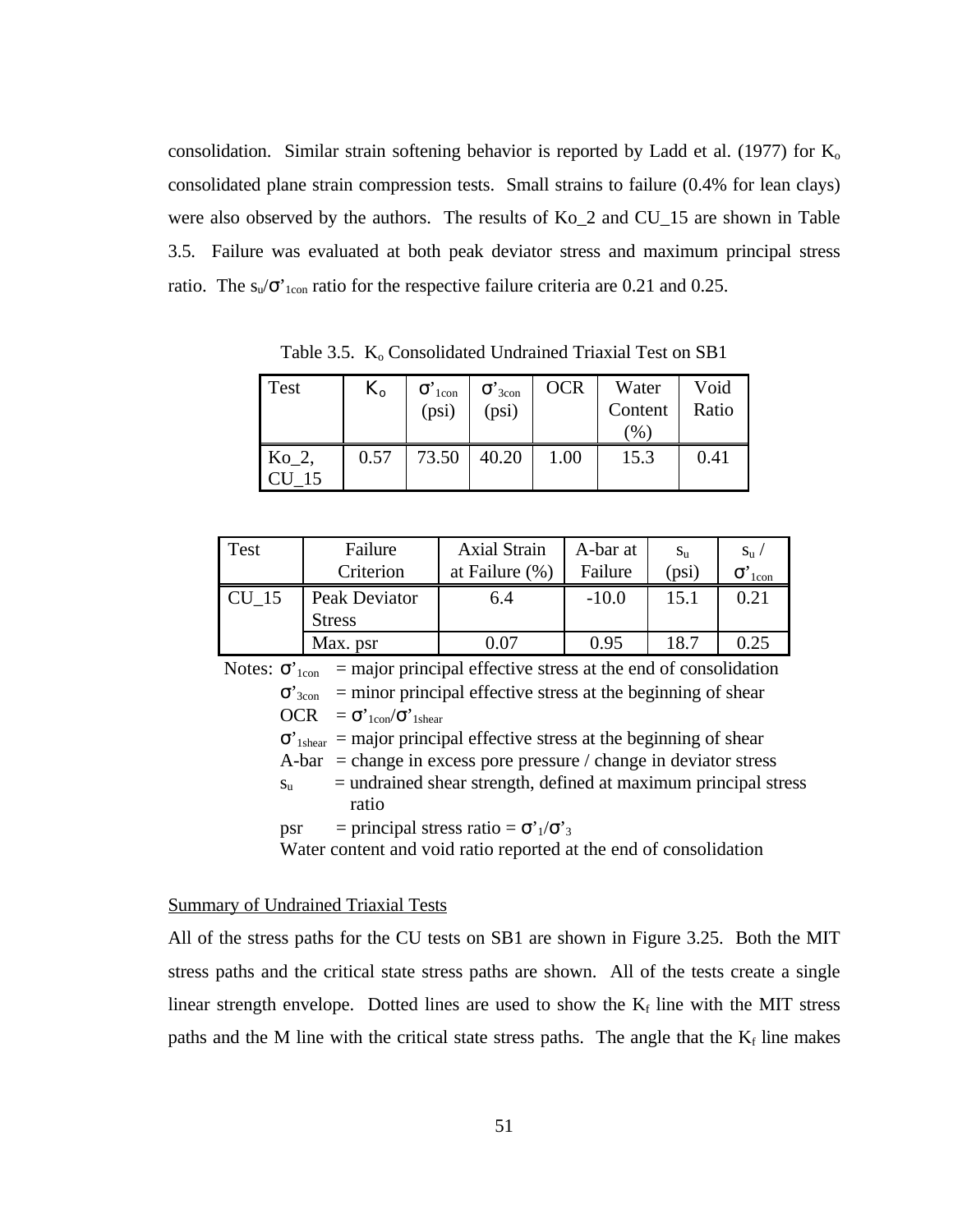consolidation. Similar strain softening behavior is reported by Ladd et al. (1977) for $K_o$ consolidated plane strain compression tests. Small strains to failure (0.4% for lean clays) were also observed by the authors. The results of Ko_2 and CU_15 are shown in Table 3.5. Failure was evaluated at both peak deviator stress and maximum principal stress ratio. The $s_u/\sigma'_{1con}$ ratio for the respective failure criteria are 0.21 and 0.25.

Table 3.5. $K_o$ Consolidated Undrained Triaxial Test on SB1

| Test | $K_o$ | $\sigma'_{1con}$ (psi) | $\sigma'_{3con}$ (psi) | OCR | Water Content (%) | Void Ratio |
|---|---|---|---|---|---|---|
| Ko_2, CU_15 | 0.57 | 73.50 | 40.20 | 1.00 | 15.3 | 0.41 |

| Test | Failure Criterion | Axial Strain at Failure (%) | A-bar at Failure | $s_u$ (psi) | $s_u$ / $\sigma'_{1con}$ |
|---|---|---|---|---|---|
| CU_15 | Peak Deviator Stress | 6.4 | -10.0 | 15.1 | 0.21 |
| | Max. psr | 0.07 | 0.95 | 18.7 | 0.25 |

Notes: $\sigma'_{1con}$ = major principal effective stress at the end of consolidation
$\sigma'_{3con}$ = minor principal effective stress at the beginning of shear
OCR = $\sigma'_{1con}/\sigma'_{1shear}$
$\sigma'_{1shear}$ = major principal effective stress at the beginning of shear
A-bar = change in excess pore pressure / change in deviator stress
$s_u$ = undrained shear strength, defined at maximum principal stress ratio
psr = principal stress ratio = $\sigma'_1/\sigma'_3$
Water content and void ratio reported at the end of consolidation

Summary of Undrained Triaxial Tests

All of the stress paths for the CU tests on SB1 are shown in Figure 3.25. Both the MIT stress paths and the critical state stress paths are shown. All of the tests create a single linear strength envelope. Dotted lines are used to show the $K_f$ line with the MIT stress paths and the M line with the critical state stress paths. The angle that the $K_f$ line makes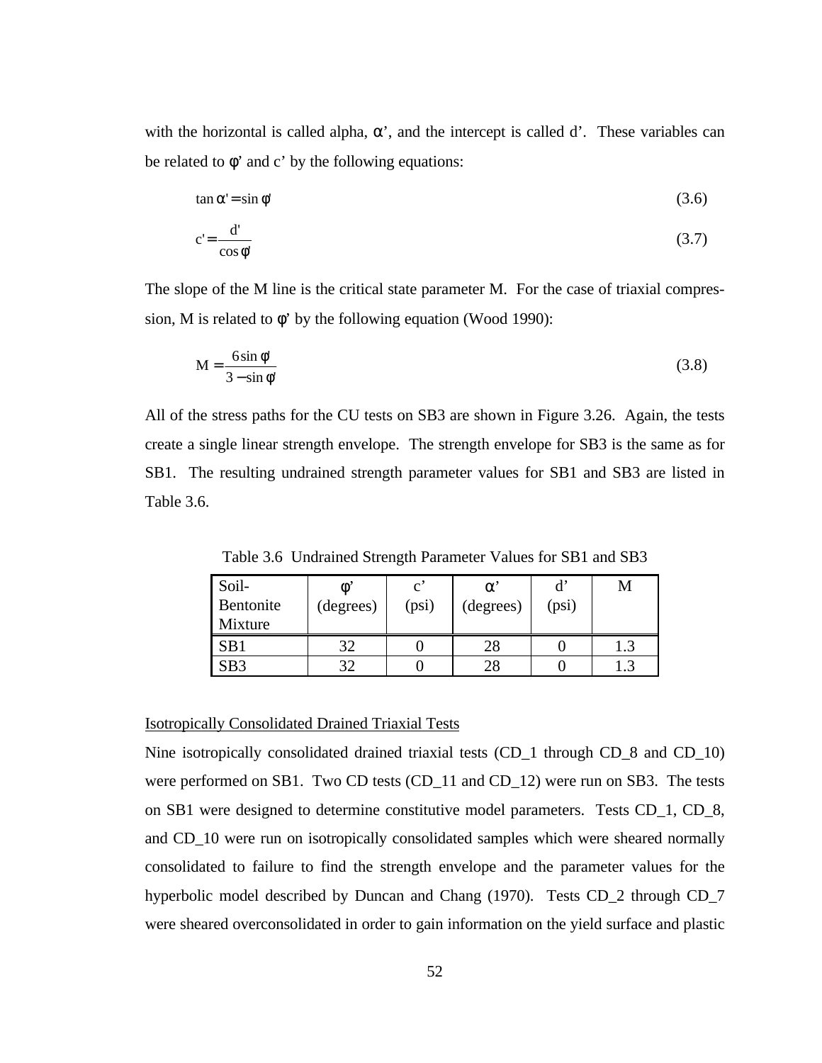with the horizontal is called alpha, $\alpha'$, and the intercept is called d'. These variables can be related to $\phi'$ and c' by the following equations:

$$\tan\alpha' = \sin\phi' \tag{3.6}$$

$$c' = \frac{d'}{\cos\phi'} \tag{3.7}$$

The slope of the M line is the critical state parameter M. For the case of triaxial compression, M is related to $\phi'$ by the following equation (Wood 1990):

$$M = \frac{6\sin\phi'}{3 - \sin\phi'} \tag{3.8}$$

All of the stress paths for the CU tests on SB3 are shown in Figure 3.26. Again, the tests create a single linear strength envelope. The strength envelope for SB3 is the same as for SB1. The resulting undrained strength parameter values for SB1 and SB3 are listed in Table 3.6.

Table 3.6 Undrained Strength Parameter Values for SB1 and SB3

| Soil-Bentonite Mixture | $\phi'$ (degrees) | c' (psi) | $\alpha'$ (degrees) | d' (psi) | M |
|---|---|---|---|---|---|
| SB1 | 32 | 0 | 28 | 0 | 1.3 |
| SB3 | 32 | 0 | 28 | 0 | 1.3 |

<u>Isotropically Consolidated Drained Triaxial Tests</u>

Nine isotropically consolidated drained triaxial tests (CD_1 through CD_8 and CD_10) were performed on SB1. Two CD tests (CD_11 and CD_12) were run on SB3. The tests on SB1 were designed to determine constitutive model parameters. Tests CD_1, CD_8, and CD_10 were run on isotropically consolidated samples which were sheared normally consolidated to failure to find the strength envelope and the parameter values for the hyperbolic model described by Duncan and Chang (1970). Tests CD_2 through CD_7 were sheared overconsolidated in order to gain information on the yield surface and plastic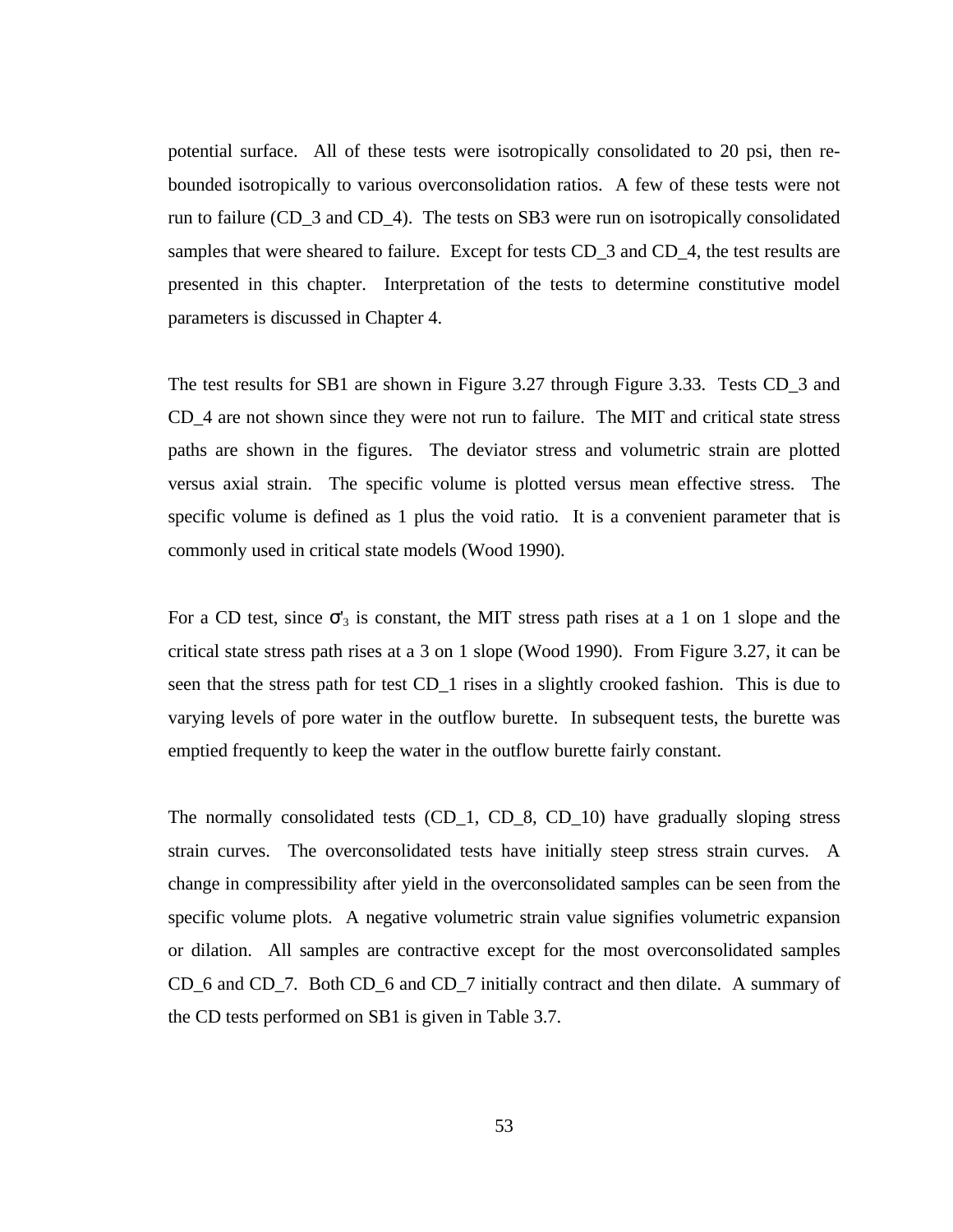potential surface. All of these tests were isotropically consolidated to 20 psi, then re-bounded isotropically to various overconsolidation ratios. A few of these tests were not run to failure (CD_3 and CD_4). The tests on SB3 were run on isotropically consolidated samples that were sheared to failure. Except for tests CD_3 and CD_4, the test results are presented in this chapter. Interpretation of the tests to determine constitutive model parameters is discussed in Chapter 4.

The test results for SB1 are shown in Figure 3.27 through Figure 3.33. Tests CD_3 and CD_4 are not shown since they were not run to failure. The MIT and critical state stress paths are shown in the figures. The deviator stress and volumetric strain are plotted versus axial strain. The specific volume is plotted versus mean effective stress. The specific volume is defined as 1 plus the void ratio. It is a convenient parameter that is commonly used in critical state models (Wood 1990).

For a CD test, since $\sigma'_3$ is constant, the MIT stress path rises at a 1 on 1 slope and the critical state stress path rises at a 3 on 1 slope (Wood 1990). From Figure 3.27, it can be seen that the stress path for test CD_1 rises in a slightly crooked fashion. This is due to varying levels of pore water in the outflow burette. In subsequent tests, the burette was emptied frequently to keep the water in the outflow burette fairly constant.

The normally consolidated tests (CD_1, CD_8, CD_10) have gradually sloping stress strain curves. The overconsolidated tests have initially steep stress strain curves. A change in compressibility after yield in the overconsolidated samples can be seen from the specific volume plots. A negative volumetric strain value signifies volumetric expansion or dilation. All samples are contractive except for the most overconsolidated samples CD_6 and CD_7. Both CD_6 and CD_7 initially contract and then dilate. A summary of the CD tests performed on SB1 is given in Table 3.7.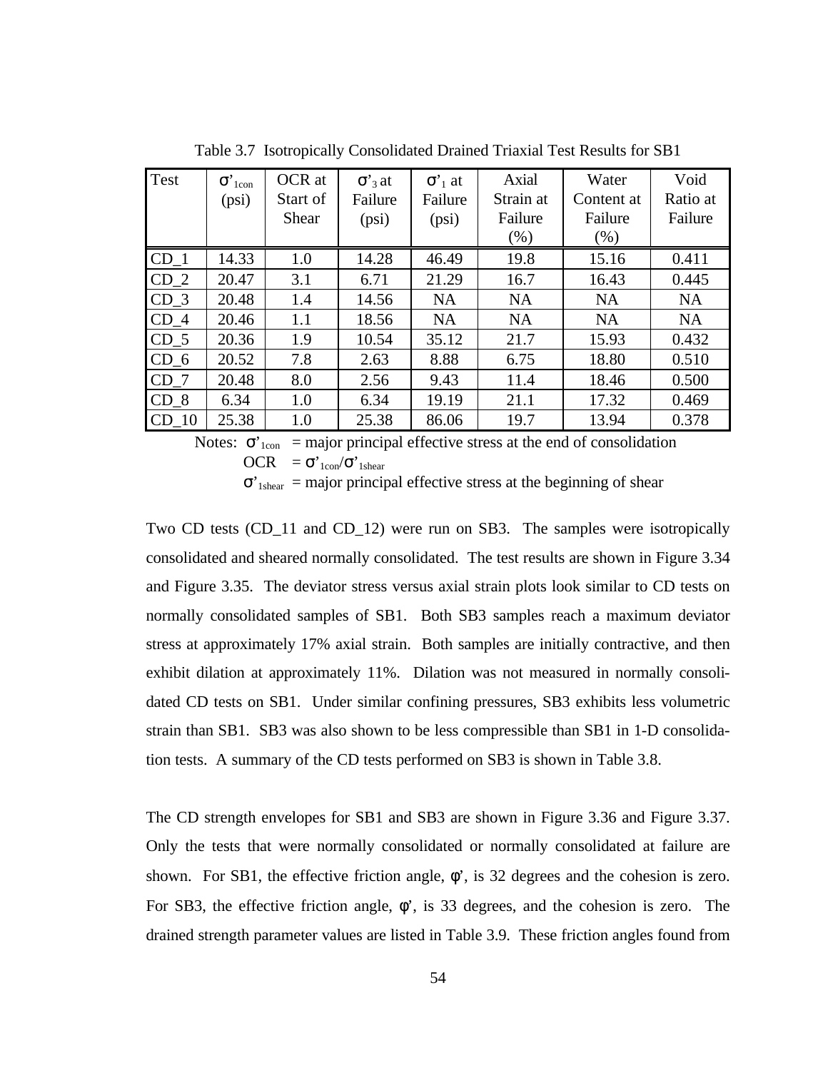Table 3.7 Isotropically Consolidated Drained Triaxial Test Results for SB1

| Test | $\sigma'_{1con}$ (psi) | OCR at Start of Shear | $\sigma'_3$ at Failure (psi) | $\sigma'_1$ at Failure (psi) | Axial Strain at Failure (%) | Water Content at Failure (%) | Void Ratio at Failure |
|---|---|---|---|---|---|---|---|
| CD_1 | 14.33 | 1.0 | 14.28 | 46.49 | 19.8 | 15.16 | 0.411 |
| CD_2 | 20.47 | 3.1 | 6.71 | 21.29 | 16.7 | 16.43 | 0.445 |
| CD_3 | 20.48 | 1.4 | 14.56 | NA | NA | NA | NA |
| CD_4 | 20.46 | 1.1 | 18.56 | NA | NA | NA | NA |
| CD_5 | 20.36 | 1.9 | 10.54 | 35.12 | 21.7 | 15.93 | 0.432 |
| CD_6 | 20.52 | 7.8 | 2.63 | 8.88 | 6.75 | 18.80 | 0.510 |
| CD_7 | 20.48 | 8.0 | 2.56 | 9.43 | 11.4 | 18.46 | 0.500 |
| CD_8 | 6.34 | 1.0 | 6.34 | 19.19 | 21.1 | 17.32 | 0.469 |
| CD_10 | 25.38 | 1.0 | 25.38 | 86.06 | 19.7 | 13.94 | 0.378 |

Notes: $\sigma'_{1con}$ = major principal effective stress at the end of consolidation
OCR = $\sigma'_{1con}/\sigma'_{1shear}$
$\sigma'_{1shear}$ = major principal effective stress at the beginning of shear

Two CD tests (CD_11 and CD_12) were run on SB3. The samples were isotropically consolidated and sheared normally consolidated. The test results are shown in Figure 3.34 and Figure 3.35. The deviator stress versus axial strain plots look similar to CD tests on normally consolidated samples of SB1. Both SB3 samples reach a maximum deviator stress at approximately 17% axial strain. Both samples are initially contractive, and then exhibit dilation at approximately 11%. Dilation was not measured in normally consolidated CD tests on SB1. Under similar confining pressures, SB3 exhibits less volumetric strain than SB1. SB3 was also shown to be less compressible than SB1 in 1-D consolidation tests. A summary of the CD tests performed on SB3 is shown in Table 3.8.

The CD strength envelopes for SB1 and SB3 are shown in Figure 3.36 and Figure 3.37. Only the tests that were normally consolidated or normally consolidated at failure are shown. For SB1, the effective friction angle, $\phi'$, is 32 degrees and the cohesion is zero. For SB3, the effective friction angle, $\phi'$, is 33 degrees, and the cohesion is zero. The drained strength parameter values are listed in Table 3.9. These friction angles found from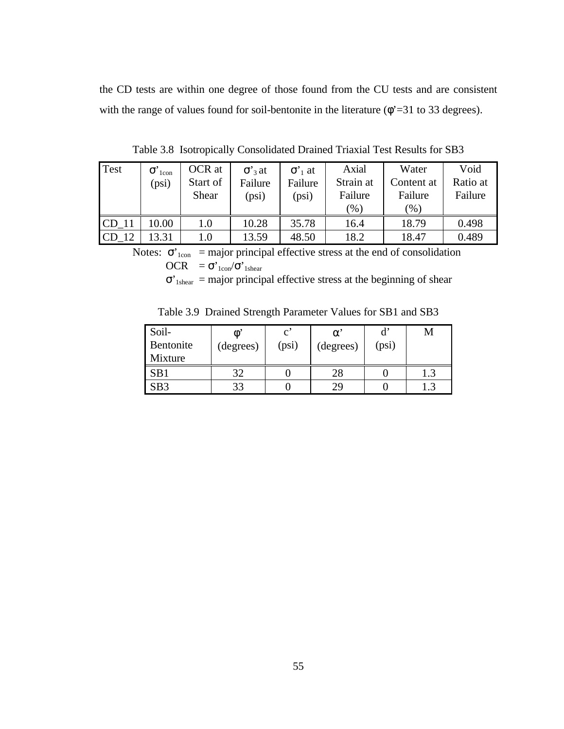the CD tests are within one degree of those found from the CU tests and are consistent with the range of values found for soil-bentonite in the literature ($\phi$'=31 to 33 degrees).

Table 3.8 Isotropically Consolidated Drained Triaxial Test Results for SB3

| Test | $\sigma'_{1con}$ (psi) | OCR at Start of Shear | $\sigma'_3$ at Failure (psi) | $\sigma'_1$ at Failure (psi) | Axial Strain at Failure (%) | Water Content at Failure (%) | Void Ratio at Failure |
|---|---|---|---|---|---|---|---|
| CD_11 | 10.00 | 1.0 | 10.28 | 35.78 | 16.4 | 18.79 | 0.498 |
| CD_12 | 13.31 | 1.0 | 13.59 | 48.50 | 18.2 | 18.47 | 0.489 |

Notes: $\sigma'_{1con}$ = major principal effective stress at the end of consolidation
OCR = $\sigma'_{1con}/\sigma'_{1shear}$
$\sigma'_{1shear}$ = major principal effective stress at the beginning of shear

Table 3.9 Drained Strength Parameter Values for SB1 and SB3

| Soil-Bentonite Mixture | $\phi'$ (degrees) | c' (psi) | $\alpha'$ (degrees) | d' (psi) | M |
|---|---|---|---|---|---|
| SB1 | 32 | 0 | 28 | 0 | 1.3 |
| SB3 | 33 | 0 | 29 | 0 | 1.3 |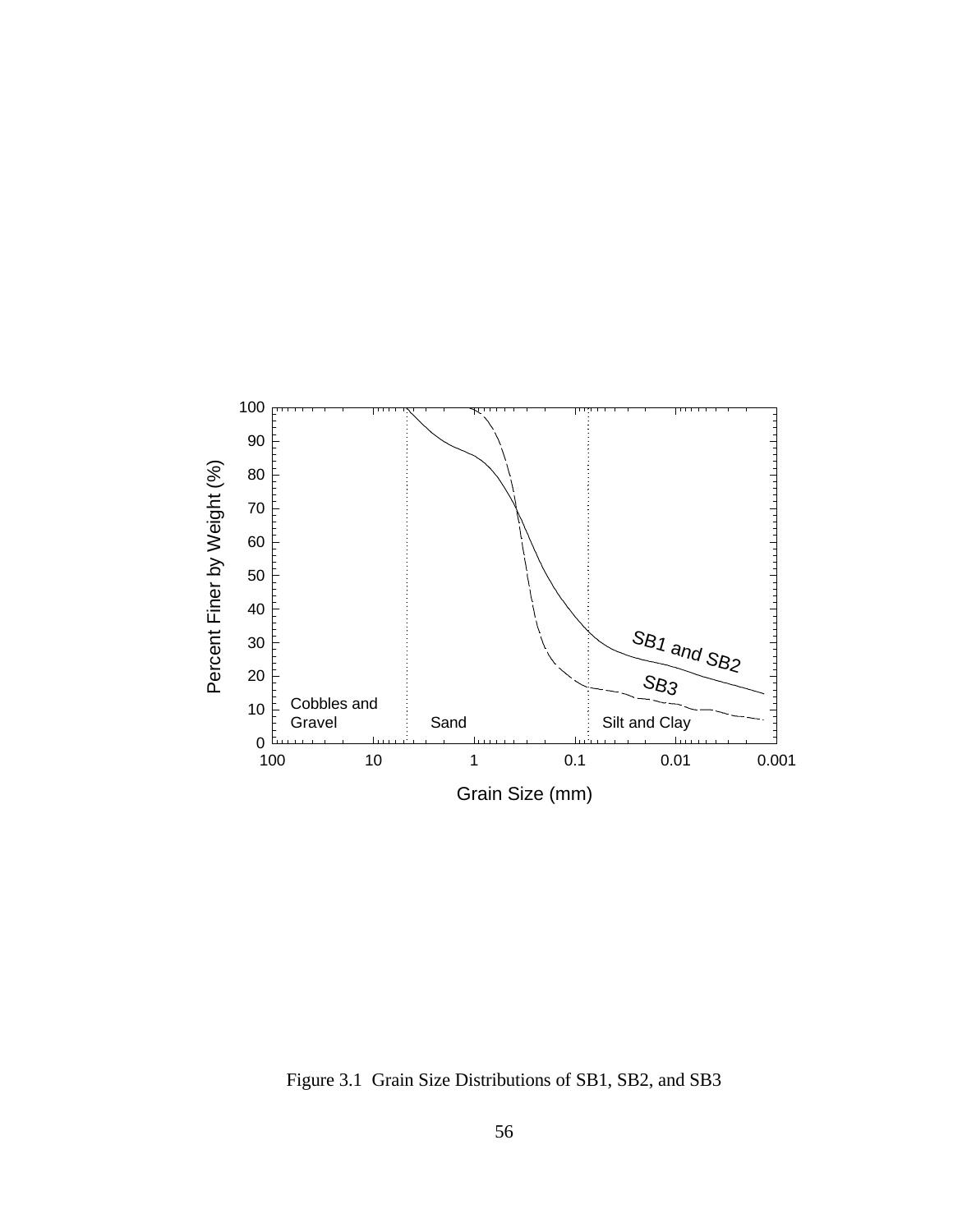Figure 3.1 Grain Size Distributions of SB1, SB2, and SB3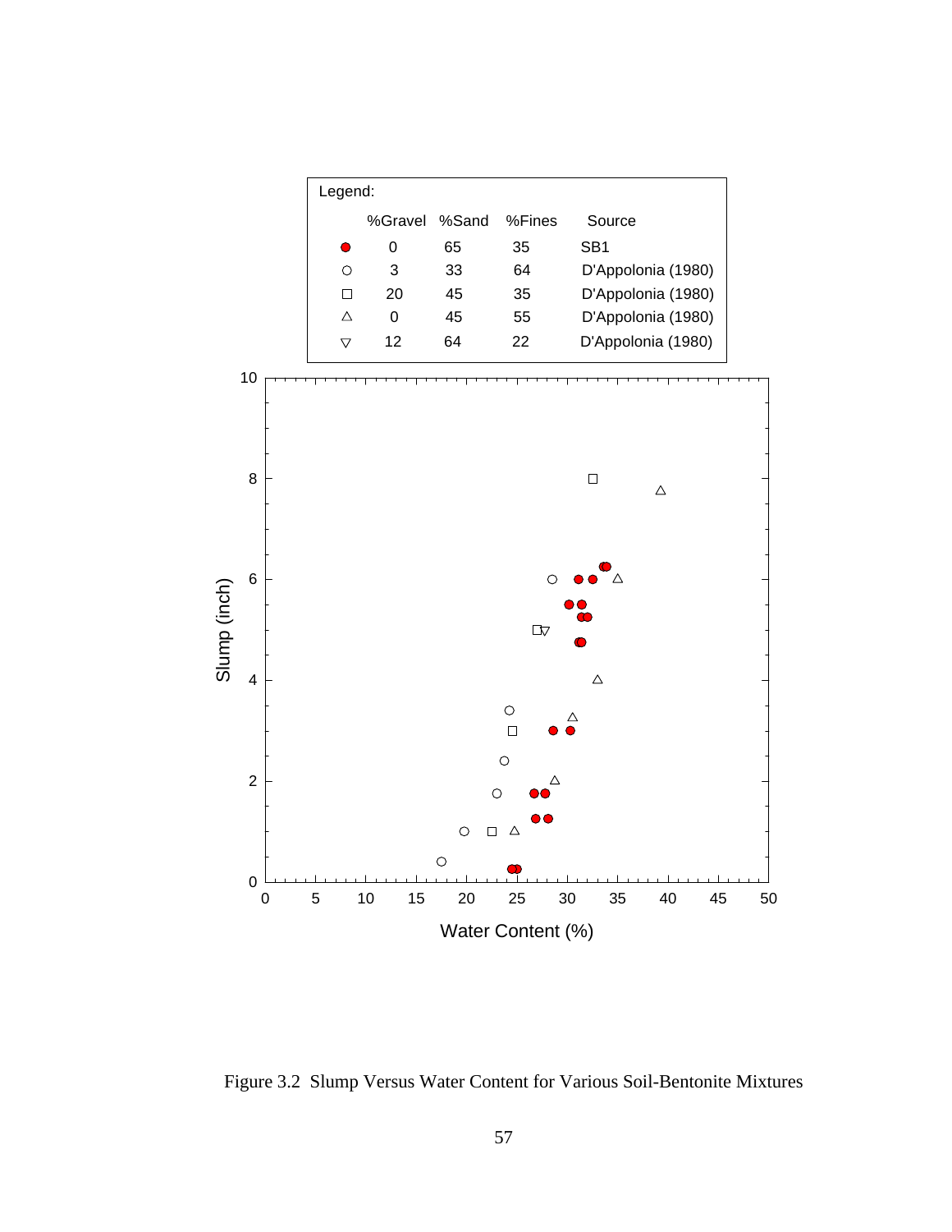Legend:

| | %Gravel | %Sand | %Fines | Source |
|---|---|---|---|---|
| ● | 0 | 65 | 35 | SB1 |
| ○ | 3 | 33 | 64 | D'Appolonia (1980) |
| □ | 20 | 45 | 35 | D'Appolonia (1980) |
| △ | 0 | 45 | 55 | D'Appolonia (1980) |
| ▽ | 12 | 64 | 22 | D'Appolonia (1980) |

Figure 3.2 Slump Versus Water Content for Various Soil-Bentonite Mixtures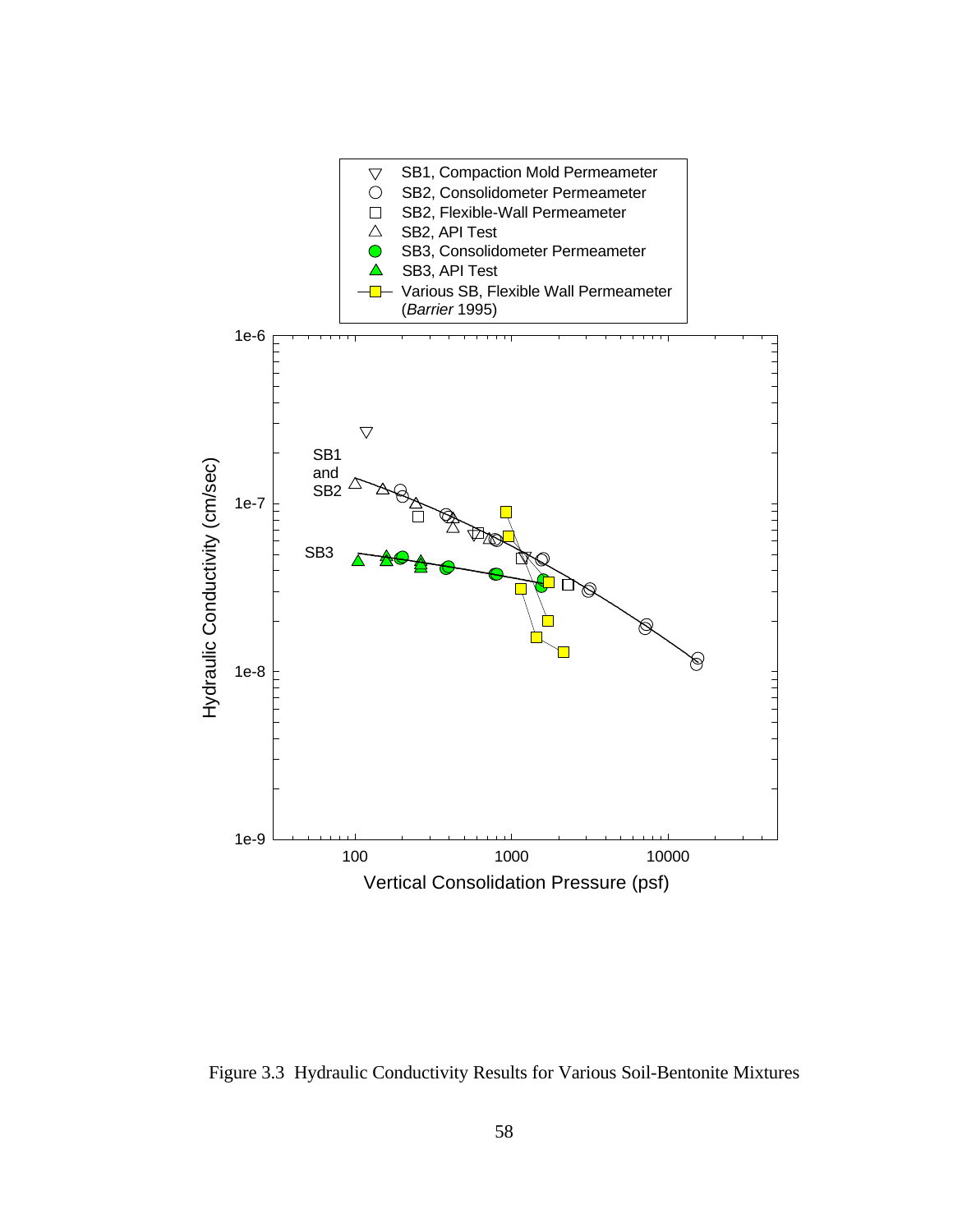Figure 3.3 Hydraulic Conductivity Results for Various Soil-Bentonite Mixtures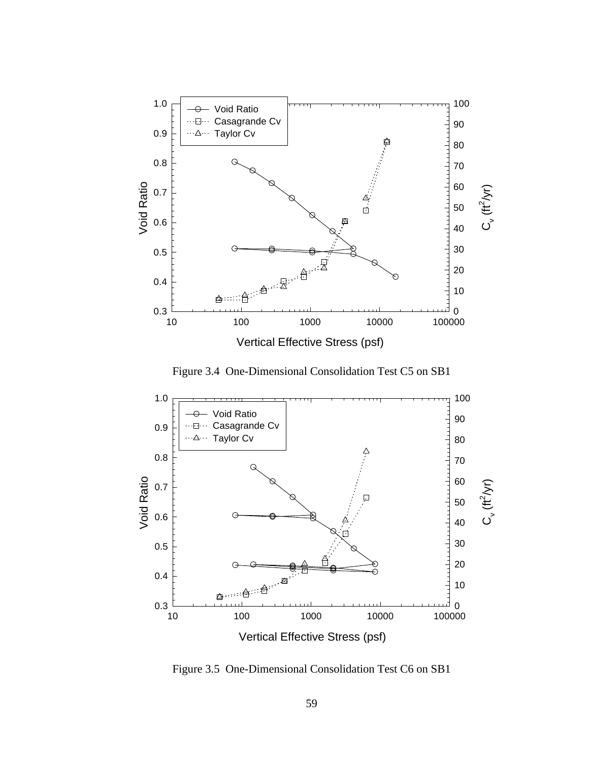Figure 3.4 One-Dimensional Consolidation Test C5 on SB1

Figure 3.5 One-Dimensional Consolidation Test C6 on SB1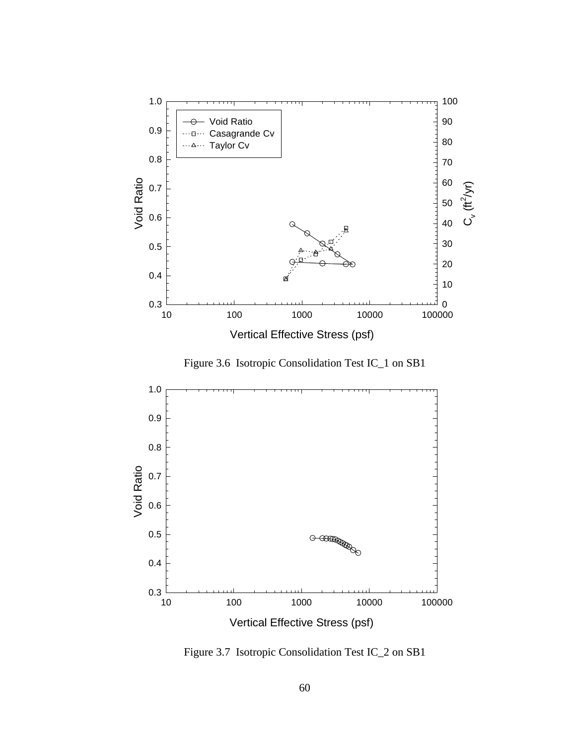Figure 3.6  Isotropic Consolidation Test IC_1 on SB1

Figure 3.7  Isotropic Consolidation Test IC_2 on SB1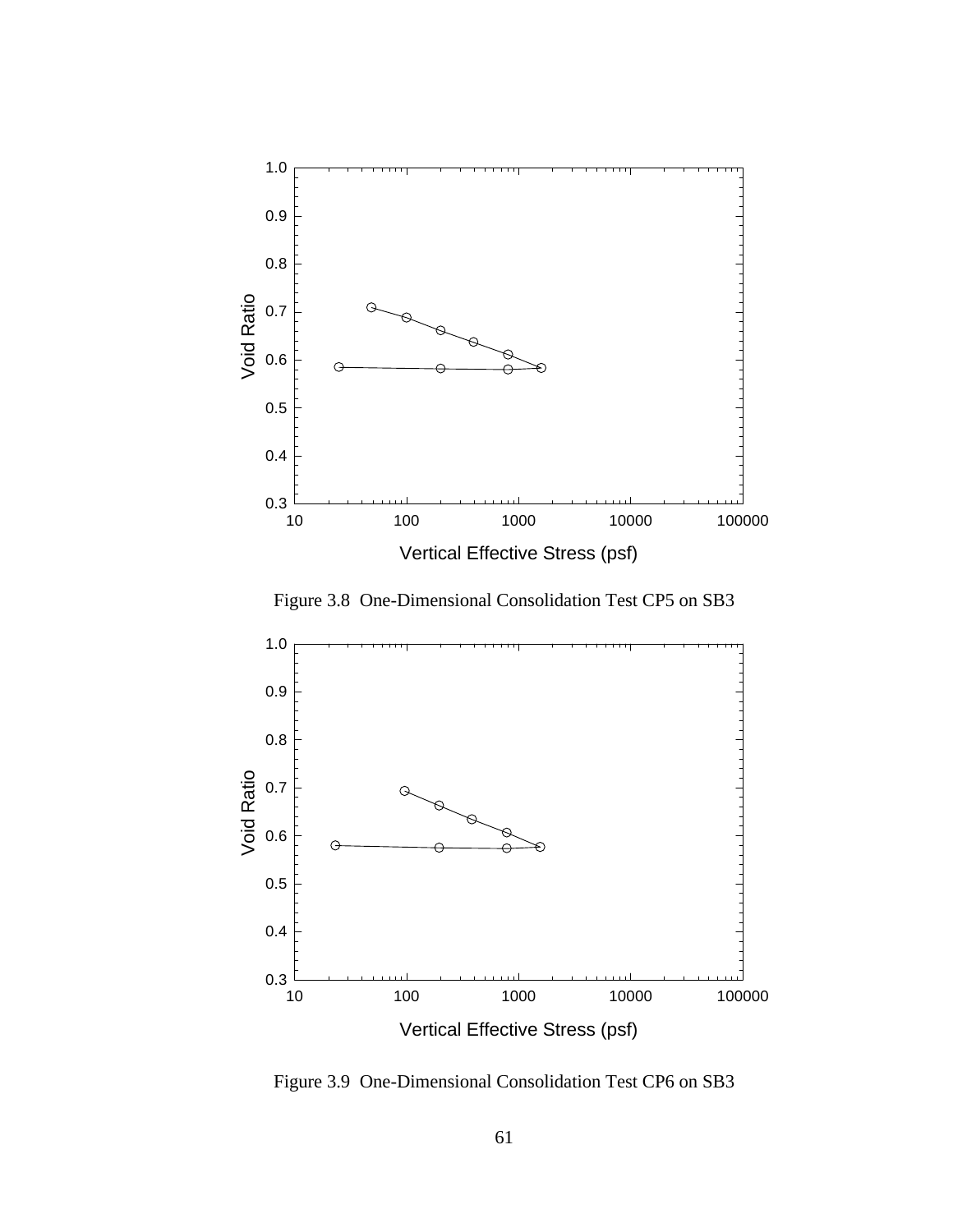Figure 3.8 One-Dimensional Consolidation Test CP5 on SB3

Figure 3.9 One-Dimensional Consolidation Test CP6 on SB3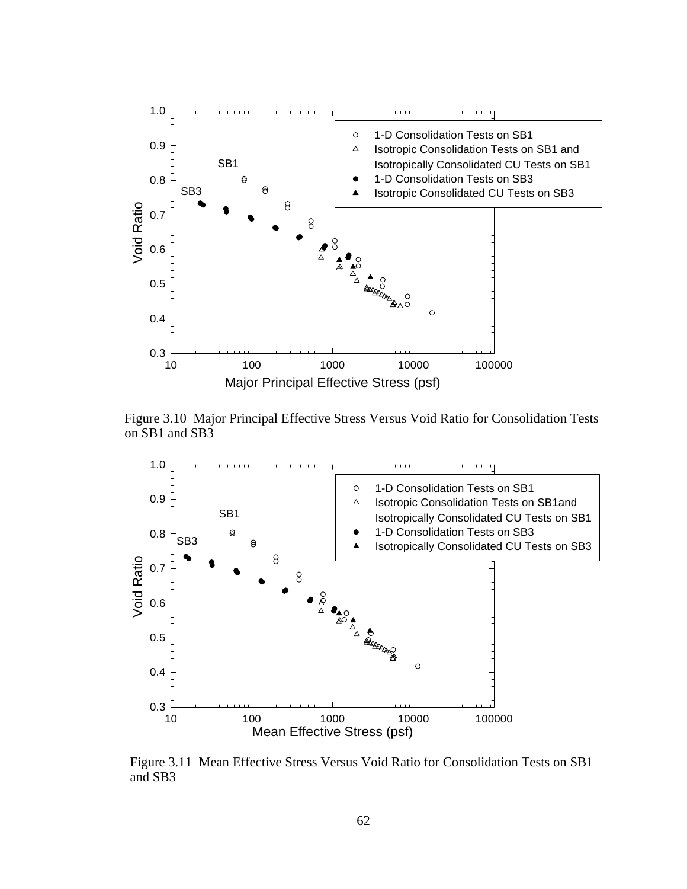Figure 3.10 Major Principal Effective Stress Versus Void Ratio for Consolidation Tests on SB1 and SB3

Figure 3.11 Mean Effective Stress Versus Void Ratio for Consolidation Tests on SB1 and SB3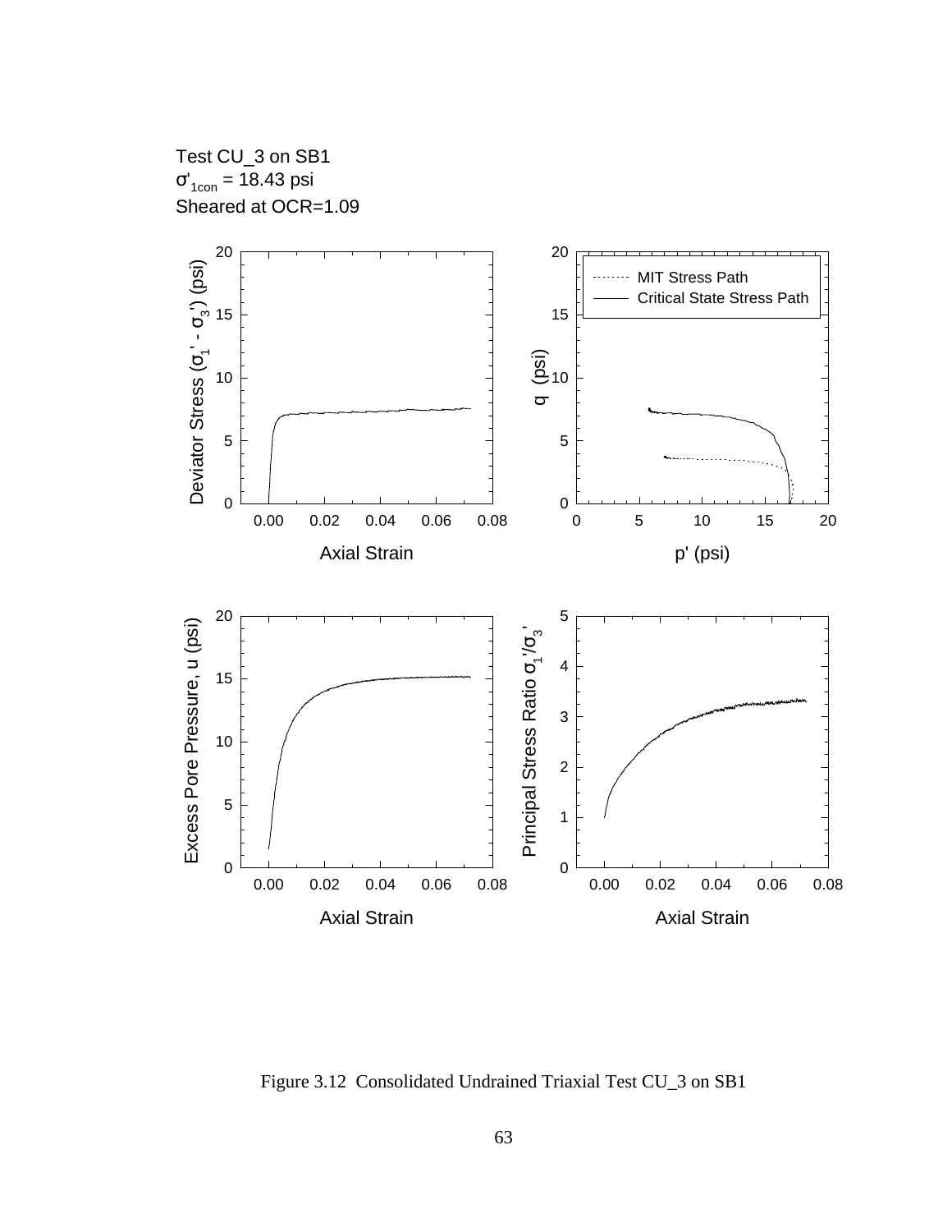Test CU_3 on SB1

$\sigma'_{1con}$ = 18.43 psi

Sheared at OCR=1.09

Figure 3.12 Consolidated Undrained Triaxial Test CU_3 on SB1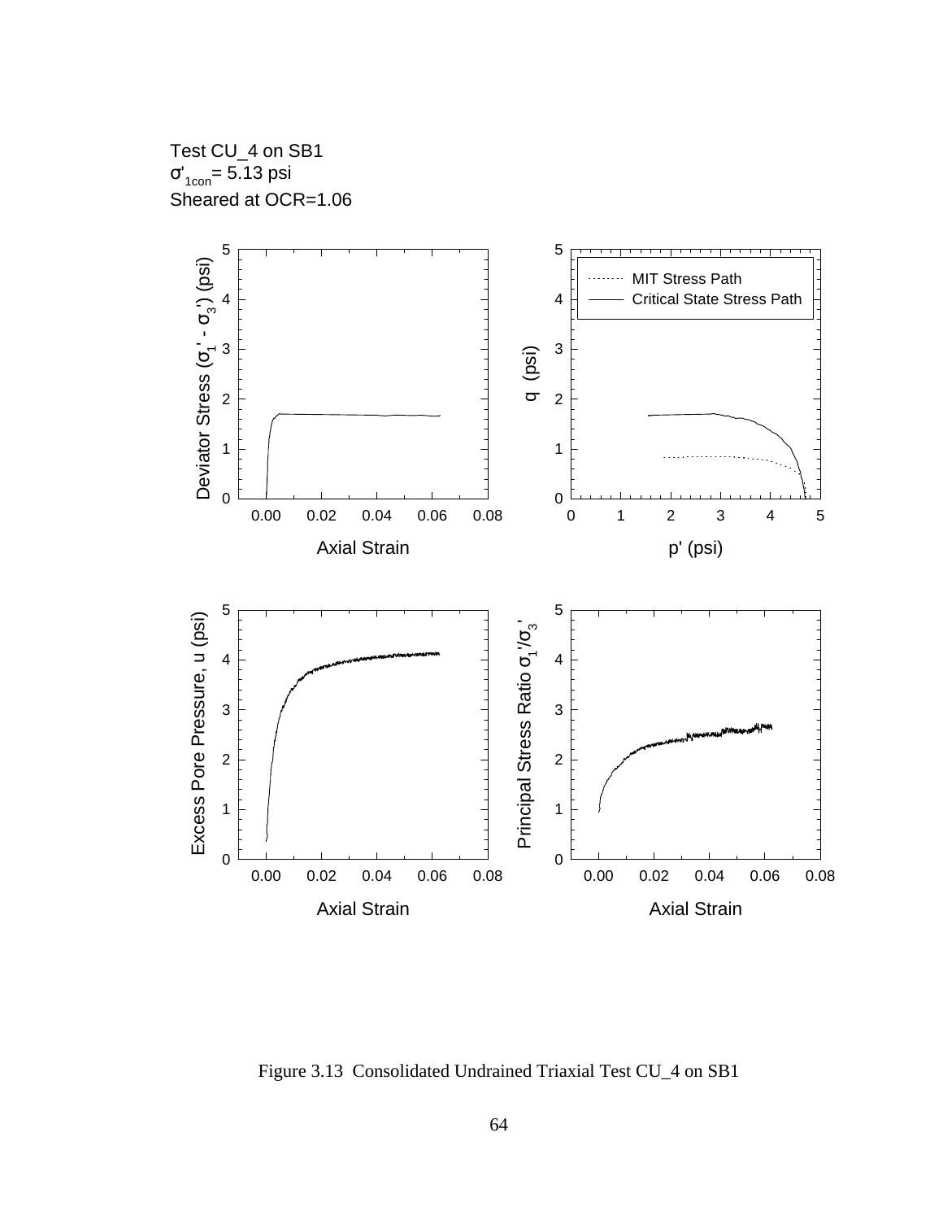Test CU_4 on SB1
$\sigma'_{1con}$= 5.13 psi
Sheared at OCR=1.06

Figure 3.13 Consolidated Undrained Triaxial Test CU_4 on SB1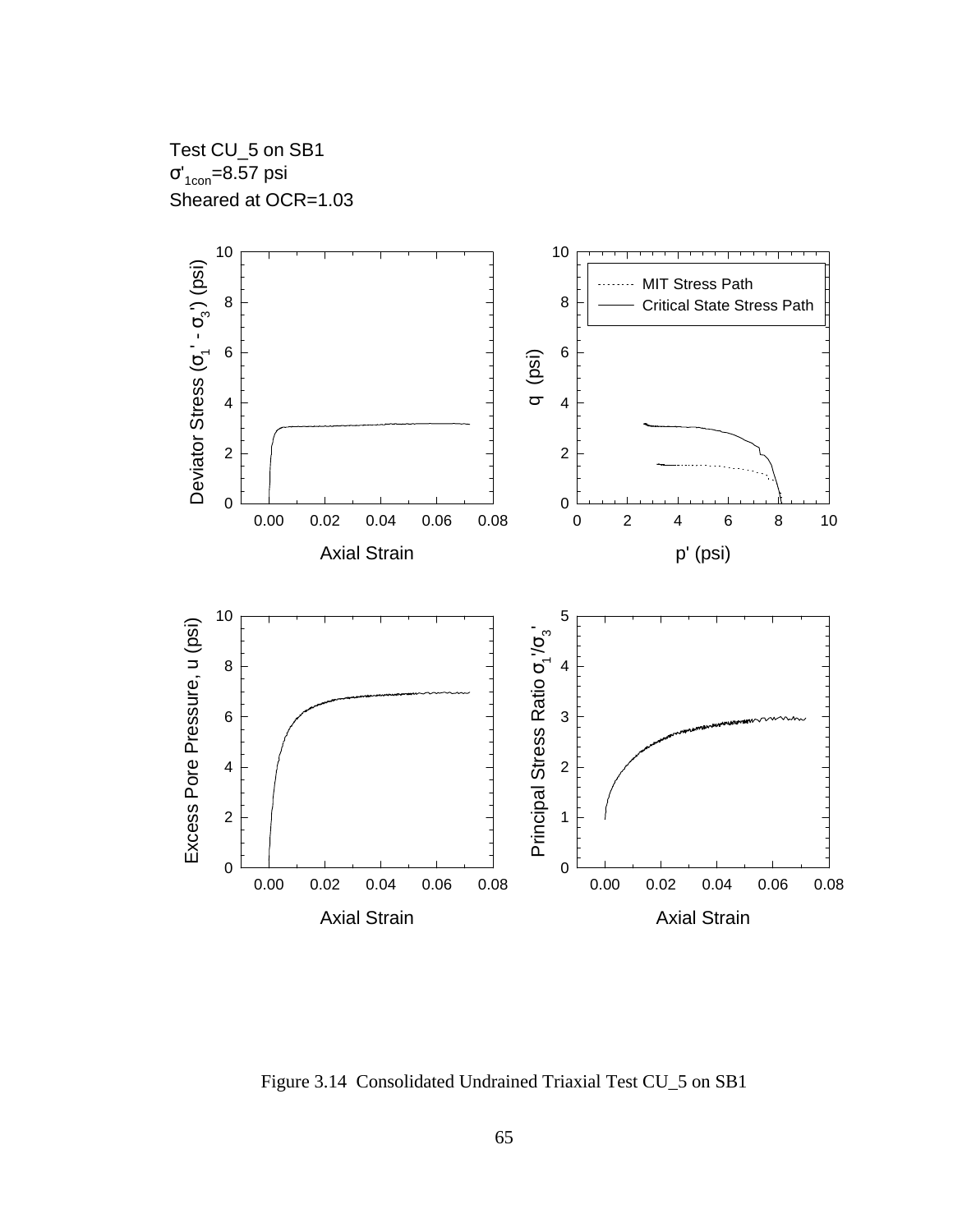Test CU_5 on SB1
$\sigma'_{1con}$=8.57 psi
Sheared at OCR=1.03

Figure 3.14 Consolidated Undrained Triaxial Test CU_5 on SB1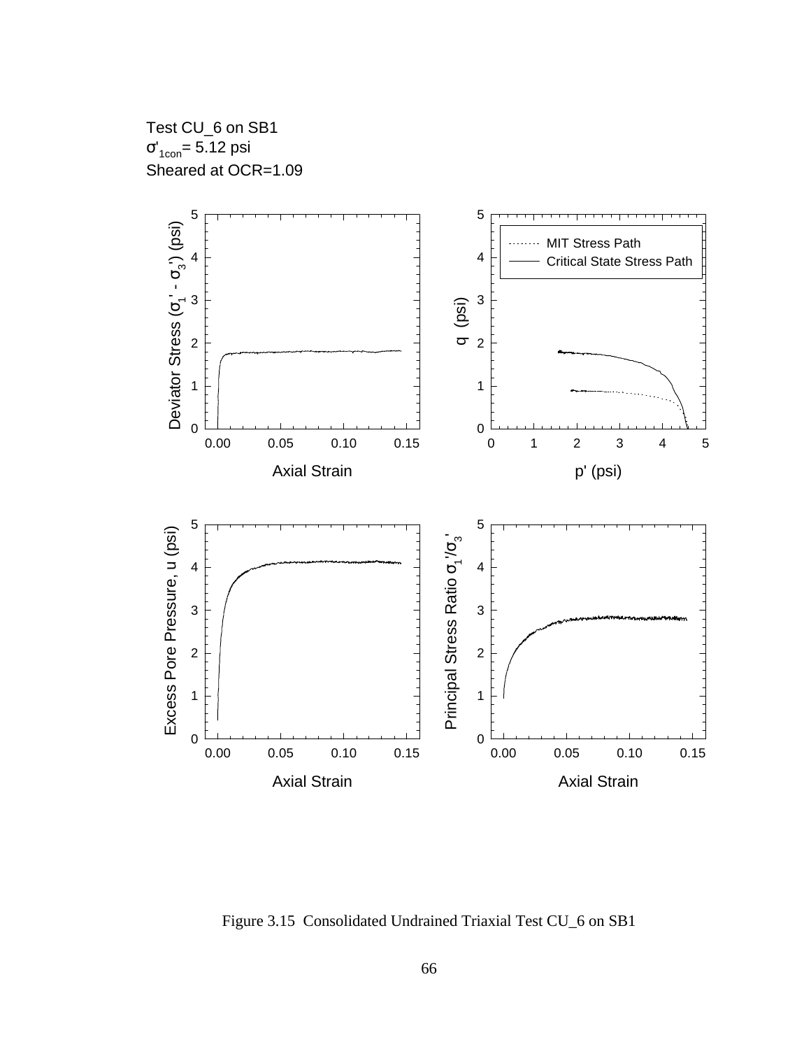Test CU_6 on SB1
$\sigma'_{1con}$= 5.12 psi
Sheared at OCR=1.09

Figure 3.15 Consolidated Undrained Triaxial Test CU_6 on SB1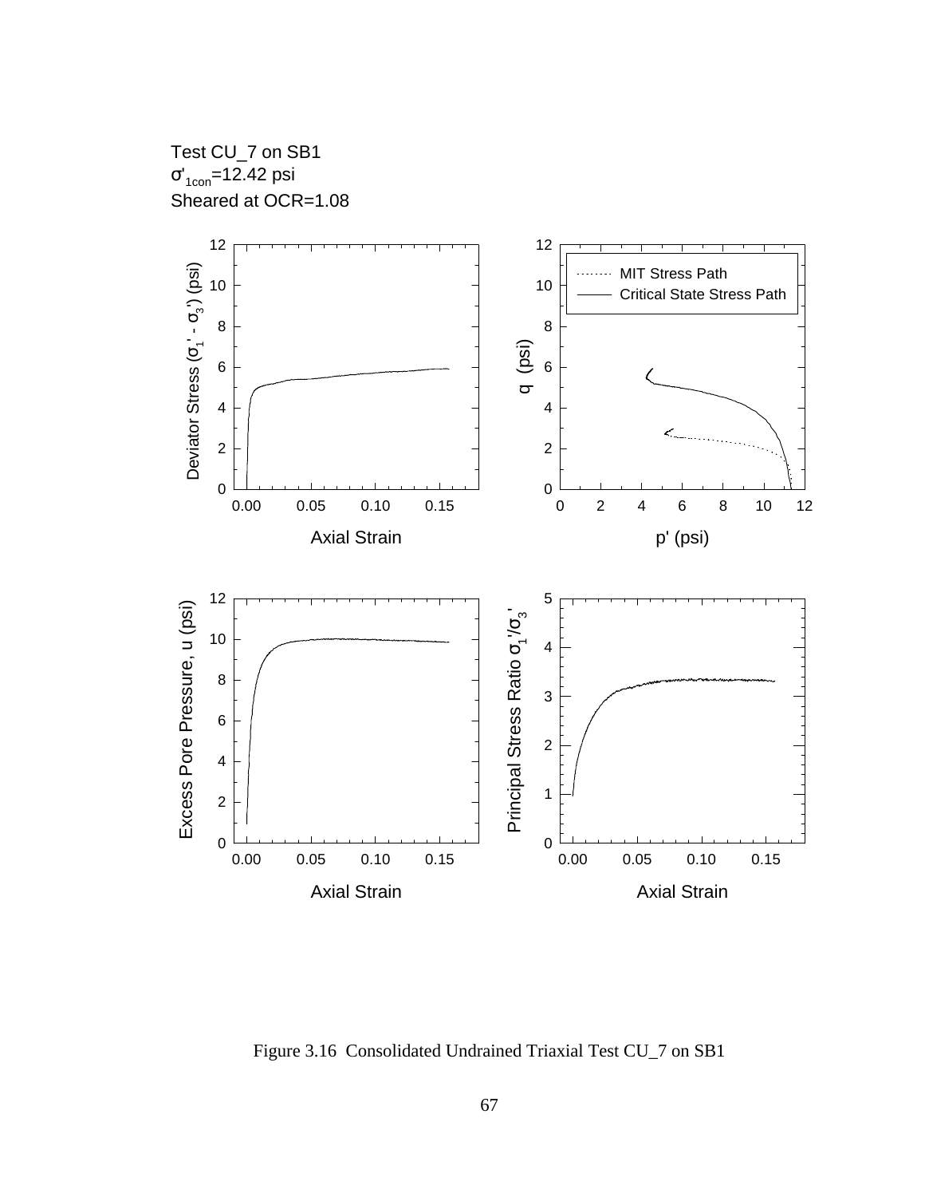Test CU_7 on SB1
$\sigma'_{1con}$=12.42 psi
Sheared at OCR=1.08

Figure 3.16 Consolidated Undrained Triaxial Test CU_7 on SB1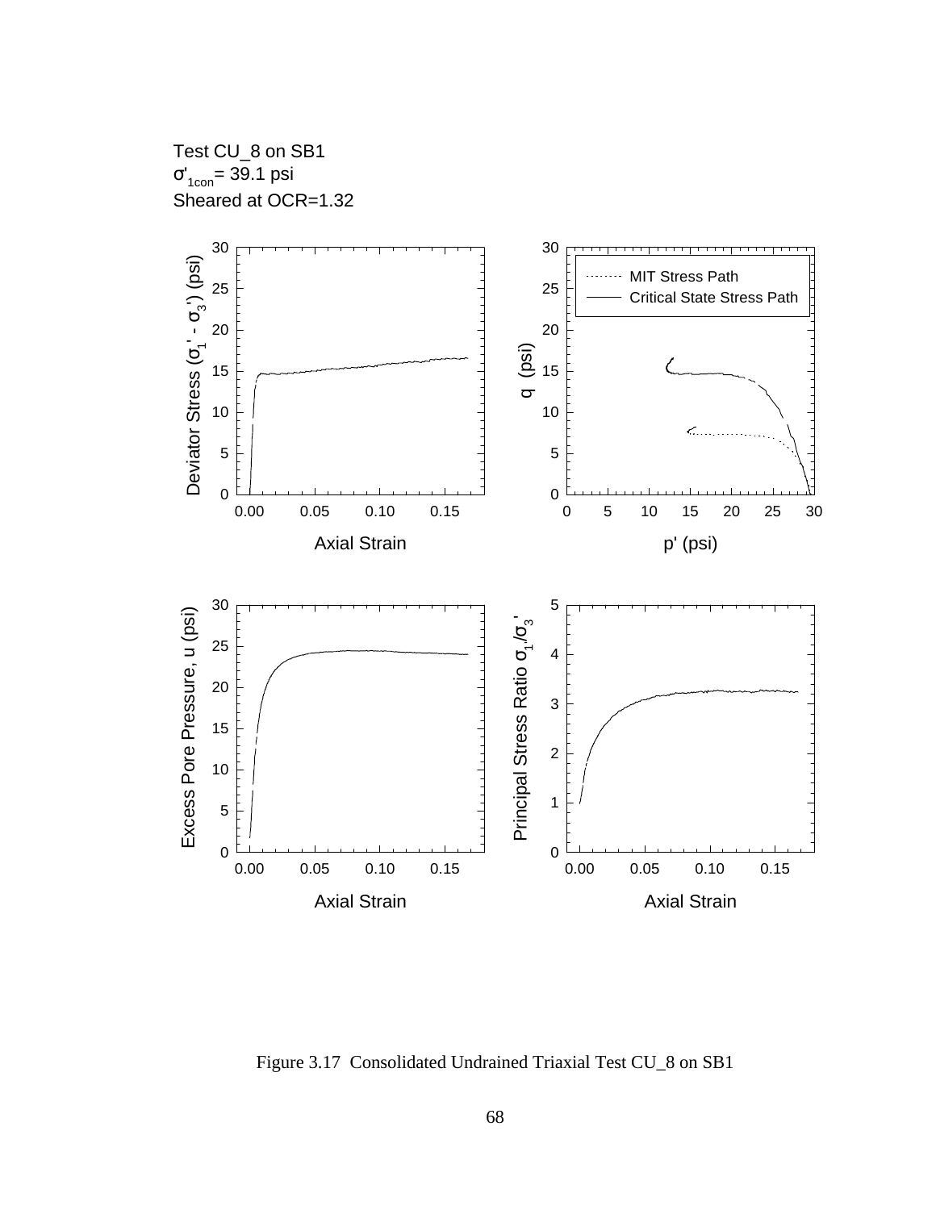Test CU_8 on SB1

$\sigma'_{1con}$= 39.1 psi

Sheared at OCR=1.32

Figure 3.17 Consolidated Undrained Triaxial Test CU_8 on SB1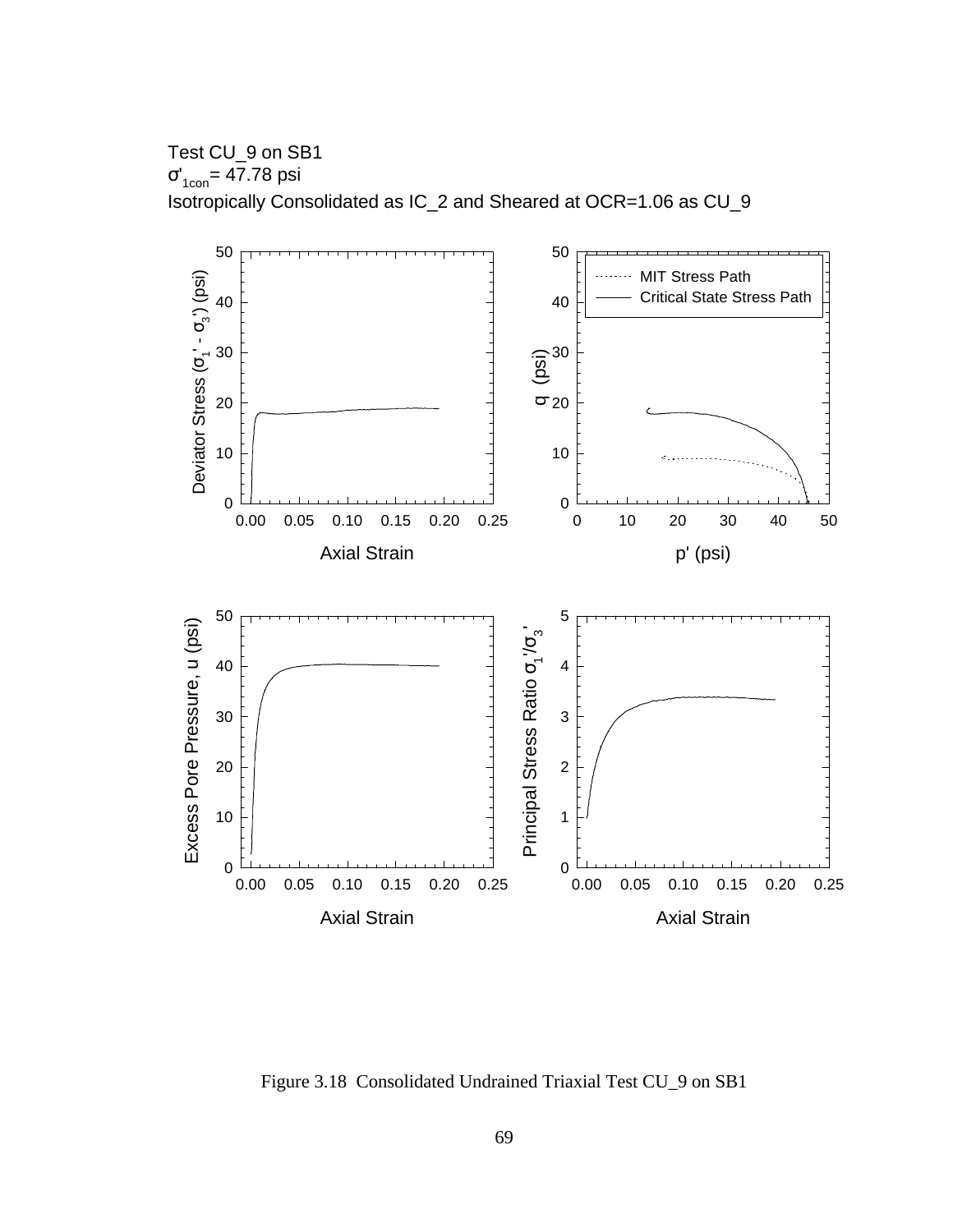Test CU_9 on SB1

$\sigma'_{1con}$= 47.78 psi

Isotropically Consolidated as IC_2 and Sheared at OCR=1.06 as CU_9

Figure 3.18 Consolidated Undrained Triaxial Test CU_9 on SB1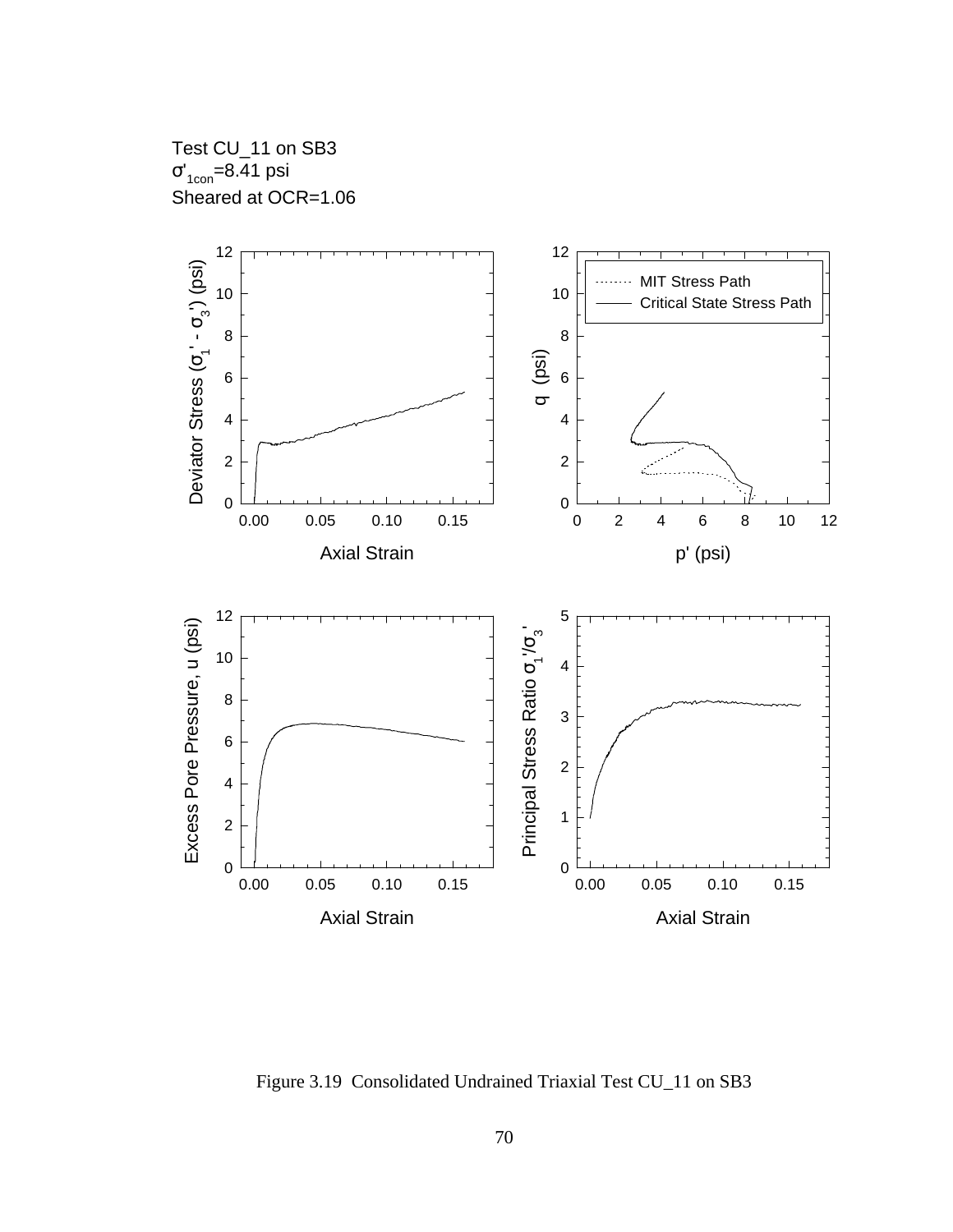Test CU_11 on SB3

$\sigma'_{1con}$=8.41 psi

Sheared at OCR=1.06

Figure 3.19 Consolidated Undrained Triaxial Test CU_11 on SB3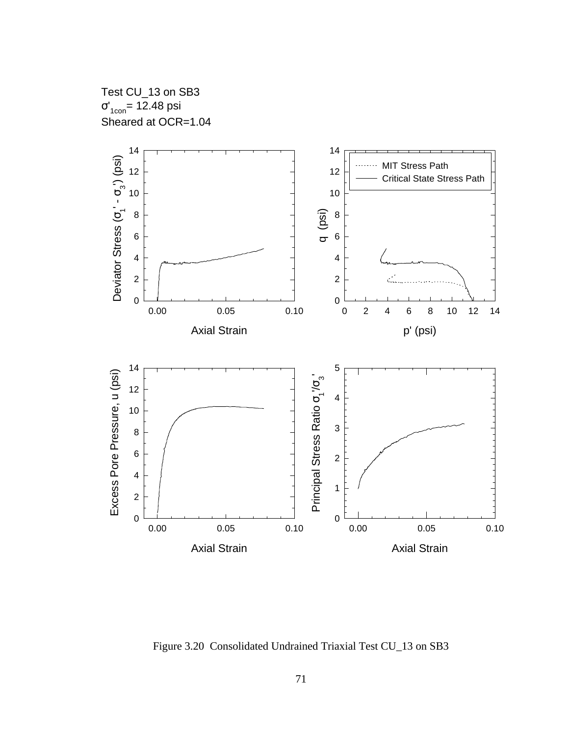Test CU_13 on SB3
$\sigma'_{1con}$= 12.48 psi
Sheared at OCR=1.04

Figure 3.20 Consolidated Undrained Triaxial Test CU_13 on SB3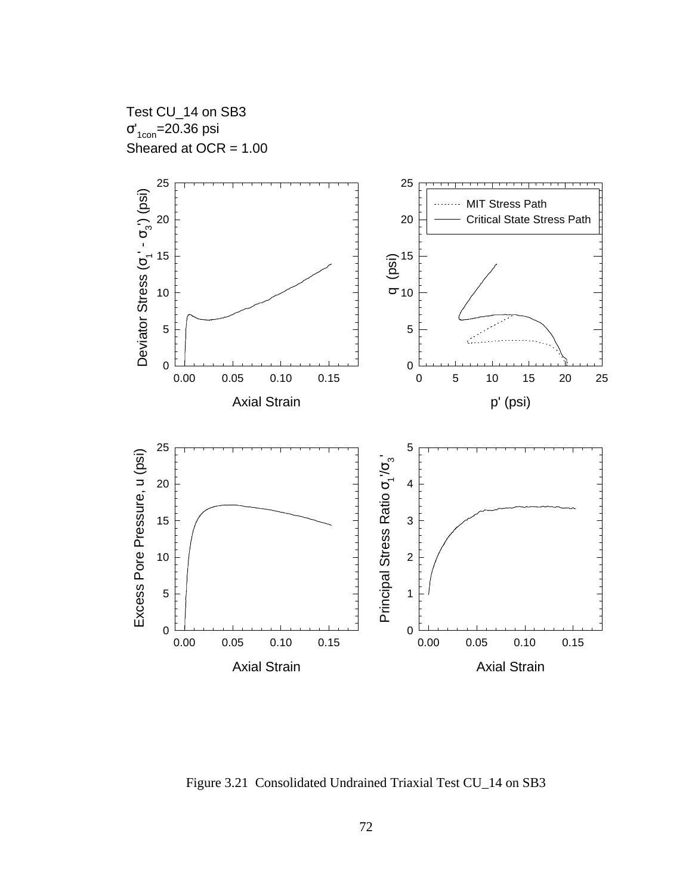Test CU_14 on SB3

$\sigma'_{1con}$=20.36 psi

Sheared at OCR = 1.00

Figure 3.21 Consolidated Undrained Triaxial Test CU_14 on SB3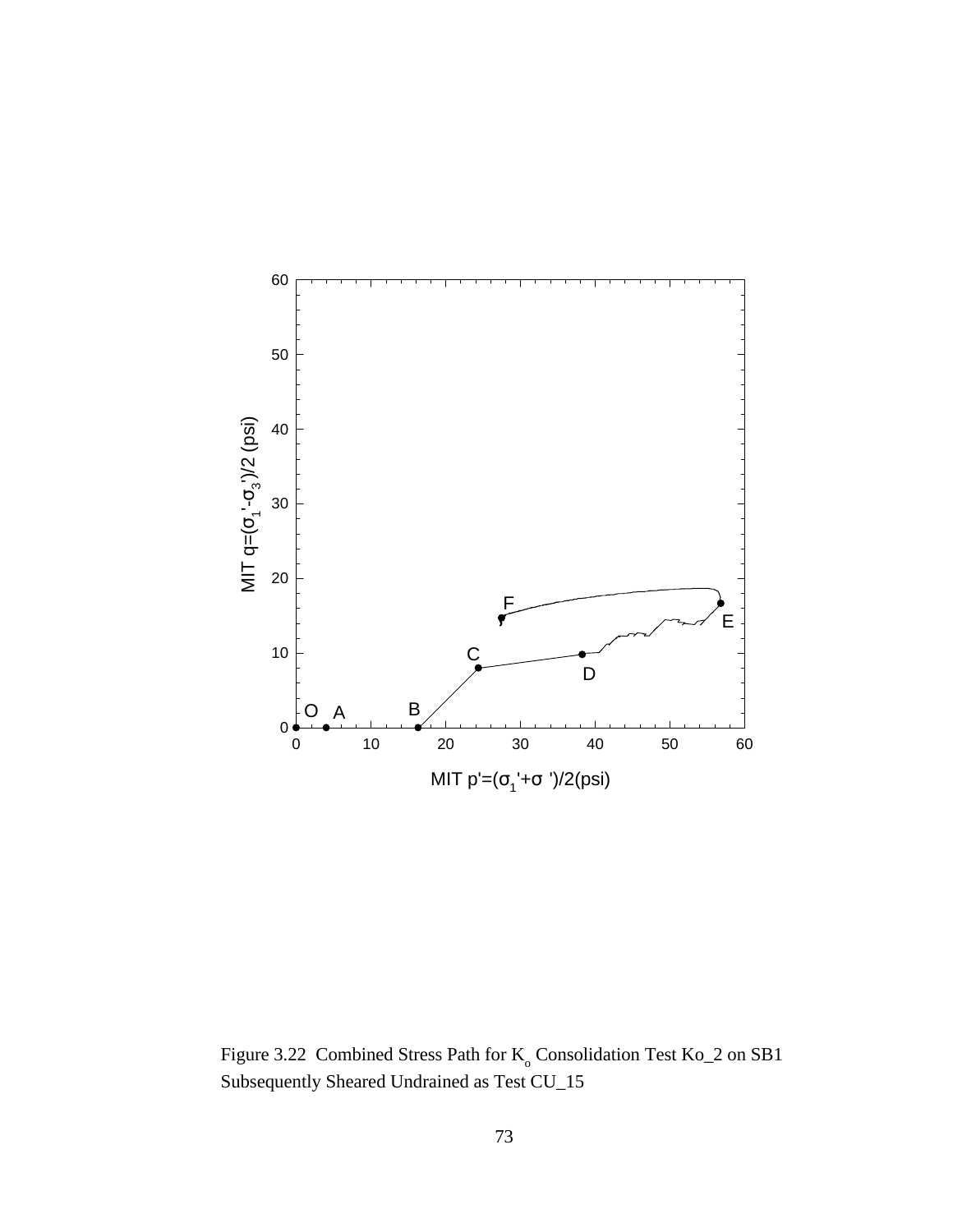Figure 3.22 Combined Stress Path for $K_o$ Consolidation Test Ko_2 on SB1 Subsequently Sheared Undrained as Test CU_15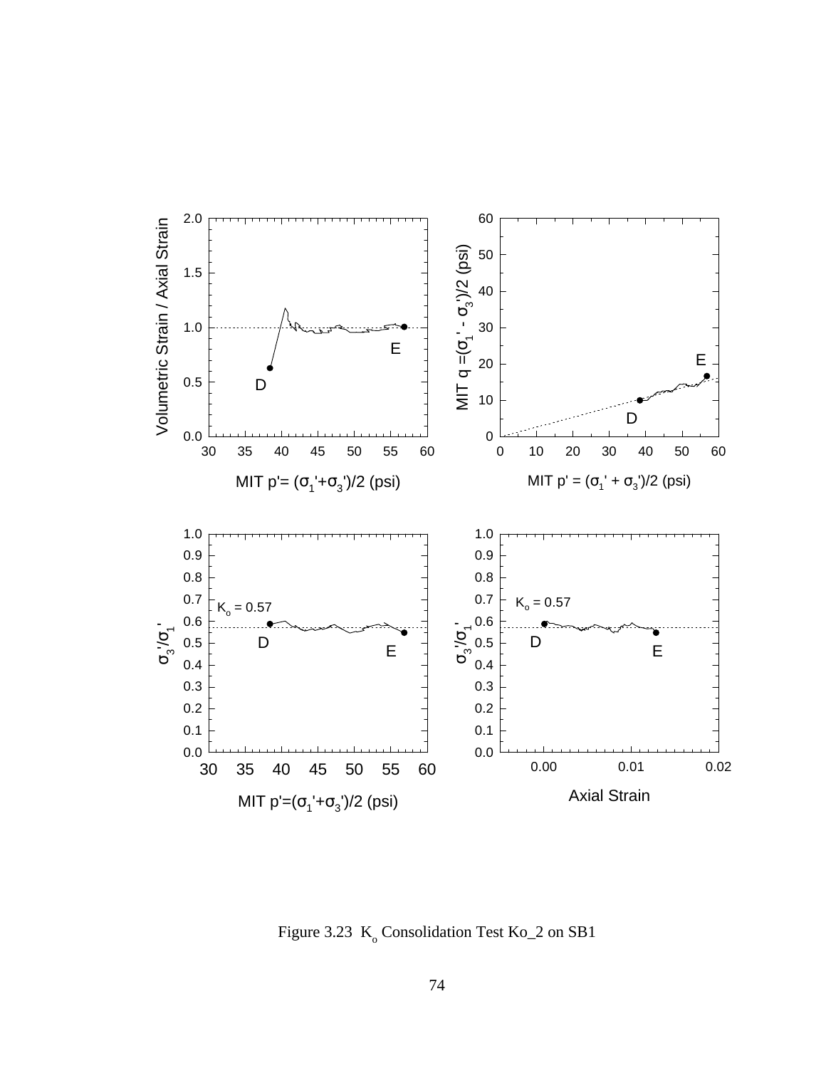Figure 3.23 $K_o$ Consolidation Test Ko_2 on SB1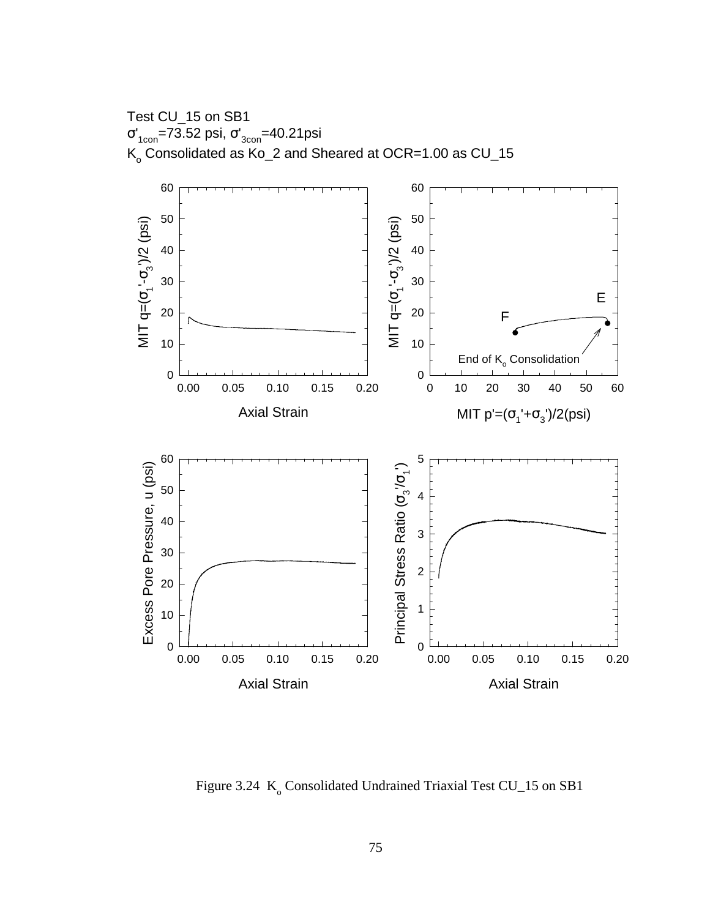Test CU_15 on SB1

$\sigma'_{1con}$=73.52 psi, $\sigma'_{3con}$=40.21psi

$K_o$ Consolidated as Ko_2 and Sheared at OCR=1.00 as CU_15

Figure 3.24 $K_o$ Consolidated Undrained Triaxial Test CU_15 on SB1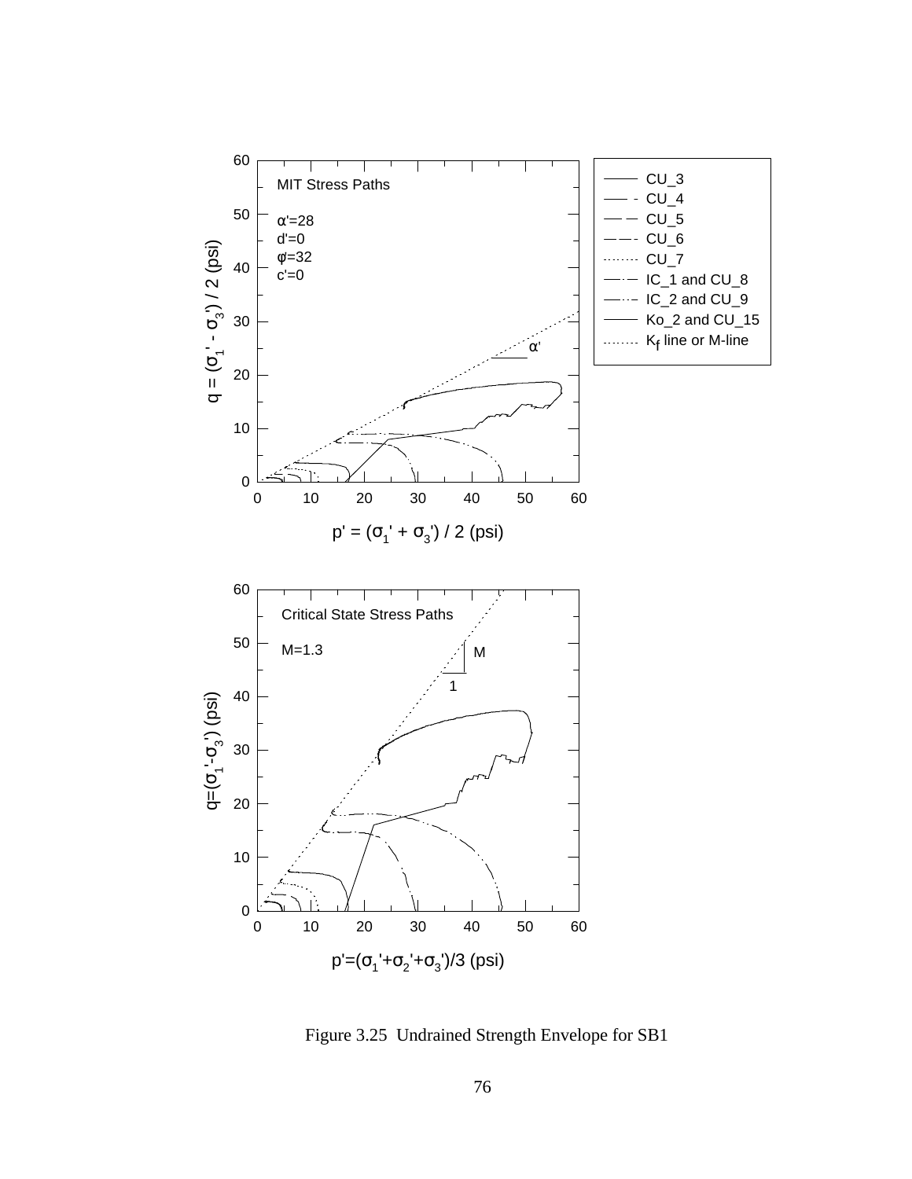Figure 3.25 Undrained Strength Envelope for SB1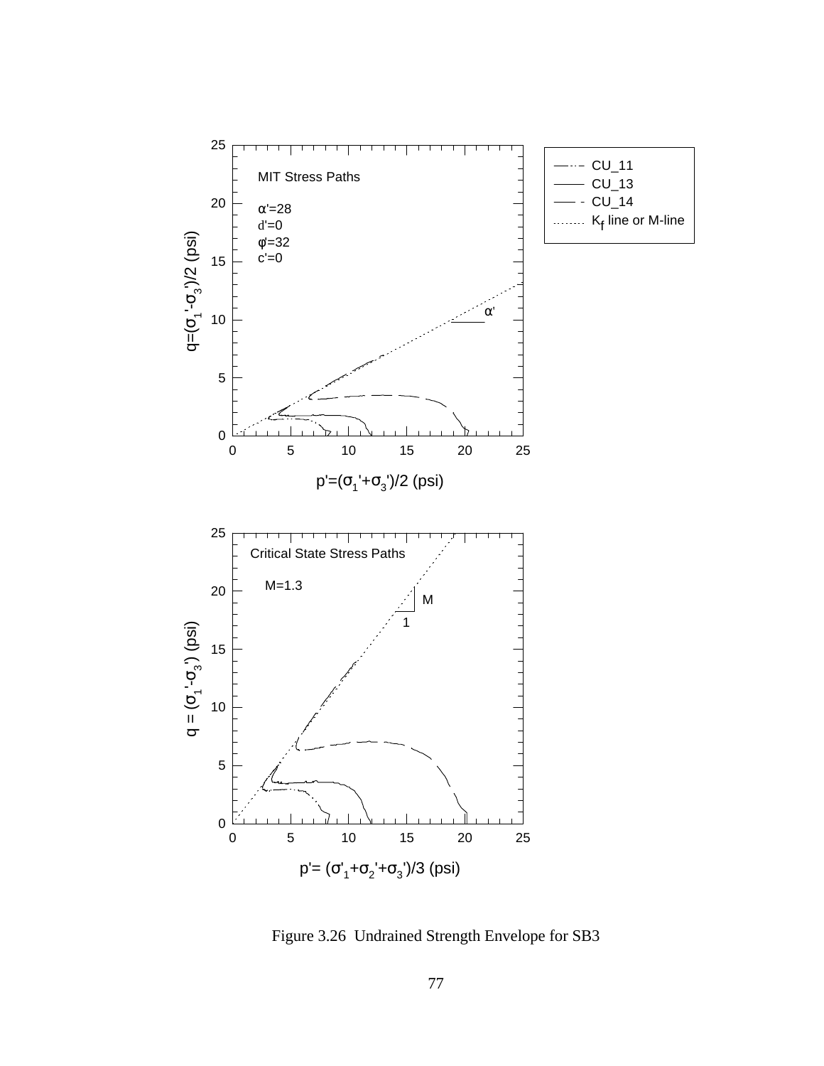Figure 3.26 Undrained Strength Envelope for SB3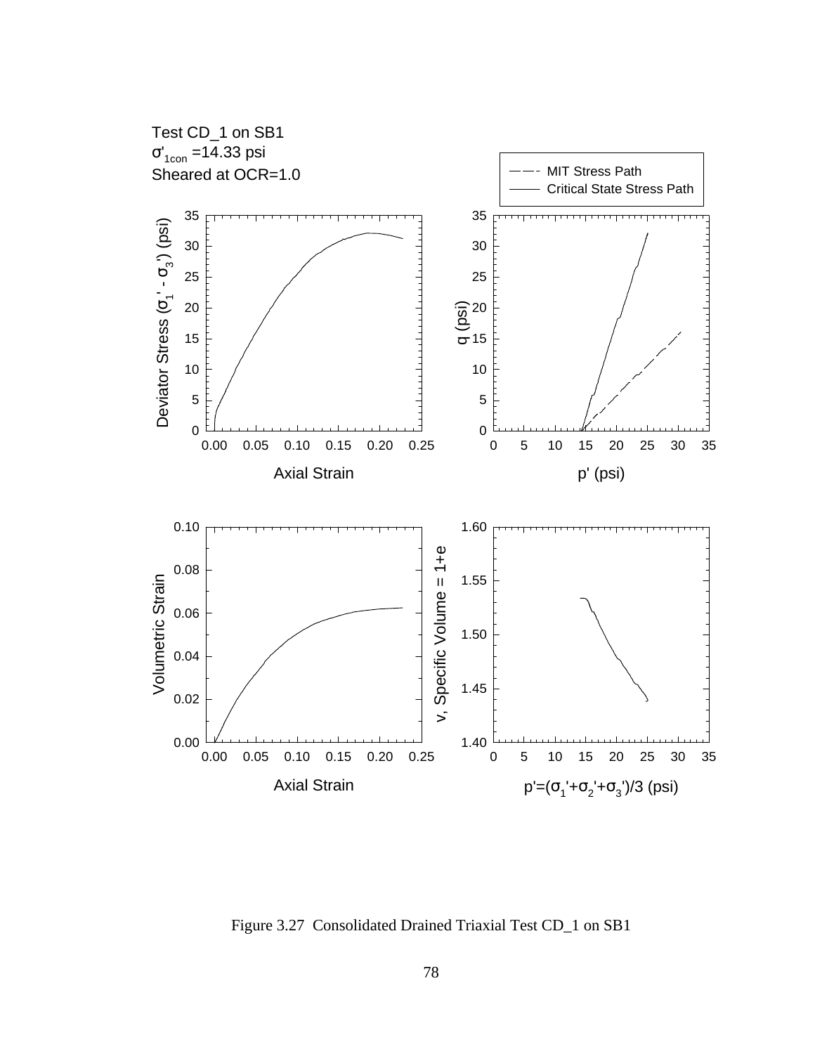Test CD_1 on SB1

$\sigma'_{1con}$ =14.33 psi

Sheared at OCR=1.0

Figure 3.27 Consolidated Drained Triaxial Test CD_1 on SB1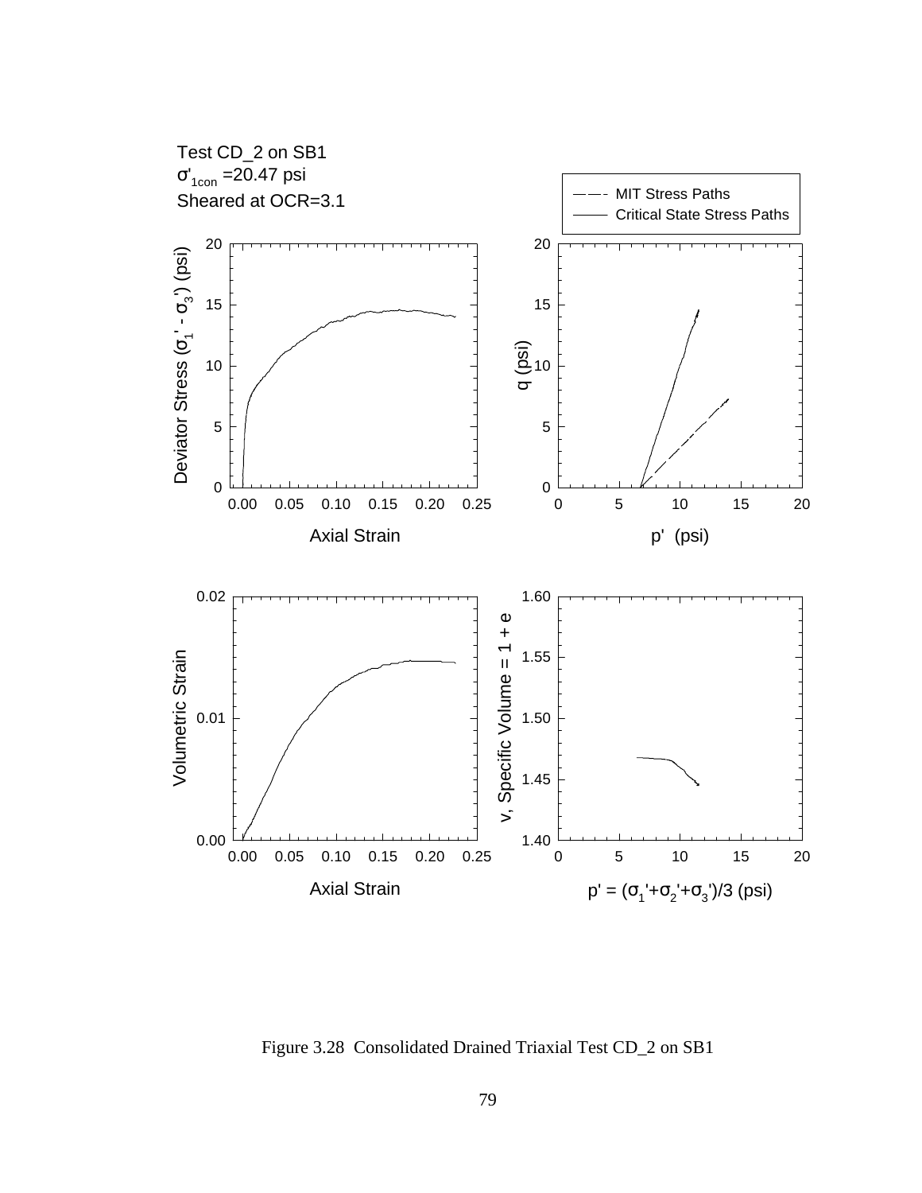Test CD_2 on SB1

$\sigma'_{1con}$ =20.47 psi

Sheared at OCR=3.1

Figure 3.28 Consolidated Drained Triaxial Test CD_2 on SB1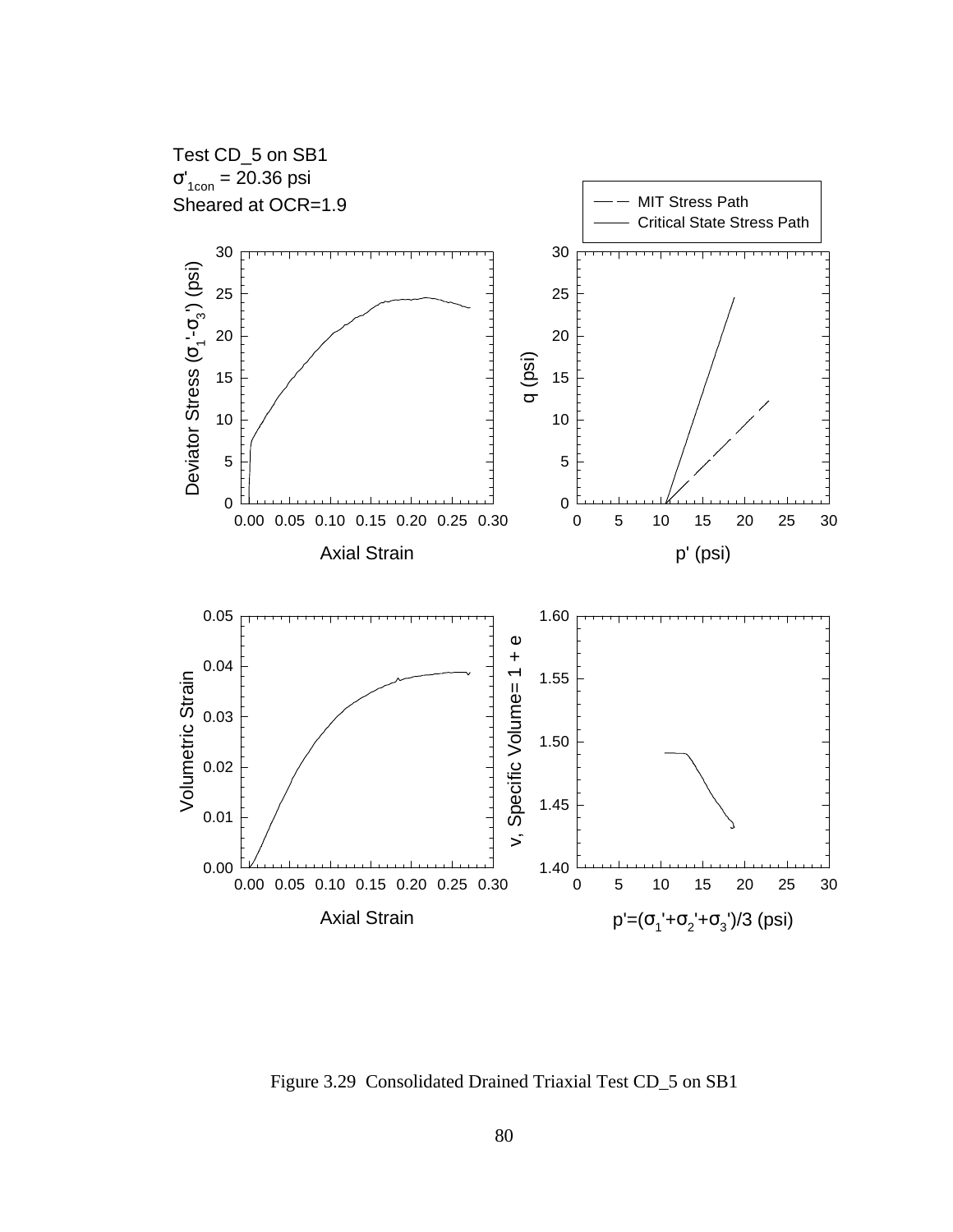Test CD_5 on SB1

$\sigma'_{1con}$ = 20.36 psi

Sheared at OCR=1.9

Figure 3.29 Consolidated Drained Triaxial Test CD_5 on SB1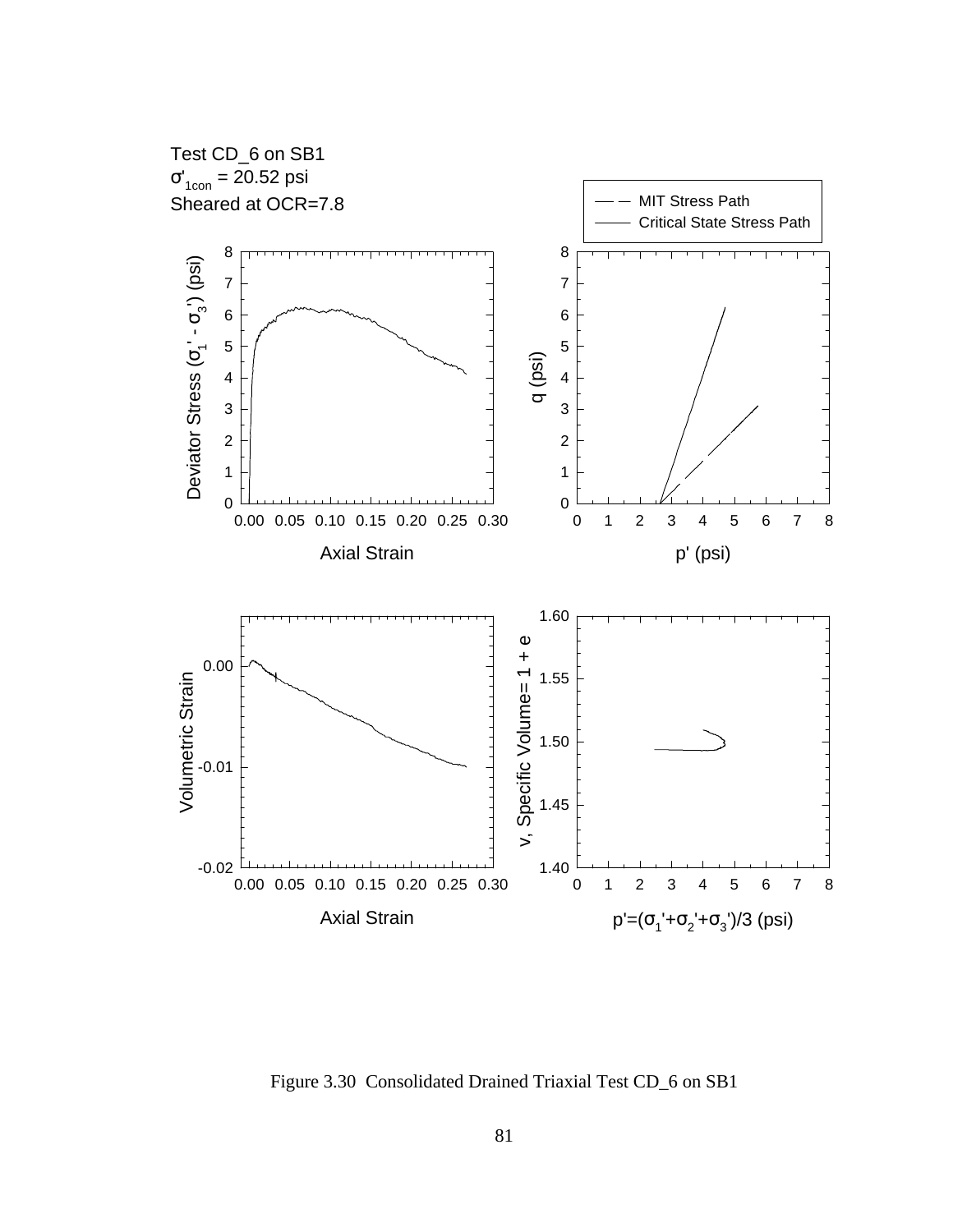Test CD_6 on SB1

$\sigma'_{1con}$ = 20.52 psi

Sheared at OCR=7.8

Figure 3.30 Consolidated Drained Triaxial Test CD_6 on SB1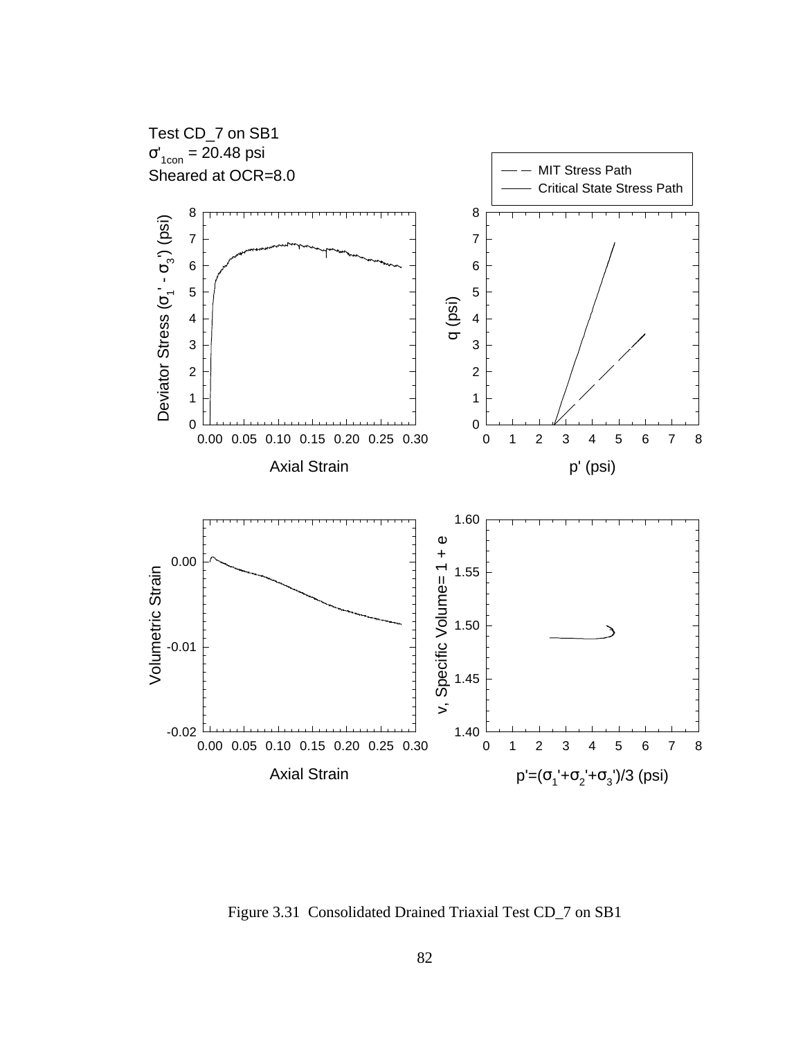Test CD_7 on SB1

$\sigma'_{1con}$ = 20.48 psi

Sheared at OCR=8.0

Figure 3.31 Consolidated Drained Triaxial Test CD_7 on SB1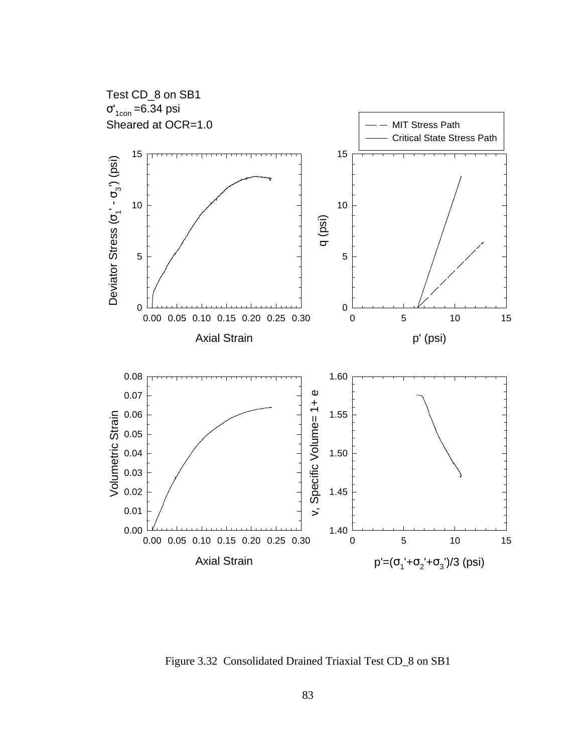Test CD_8 on SB1

$\sigma'_{1con}$ =6.34 psi

Sheared at OCR=1.0

Figure 3.32 Consolidated Drained Triaxial Test CD_8 on SB1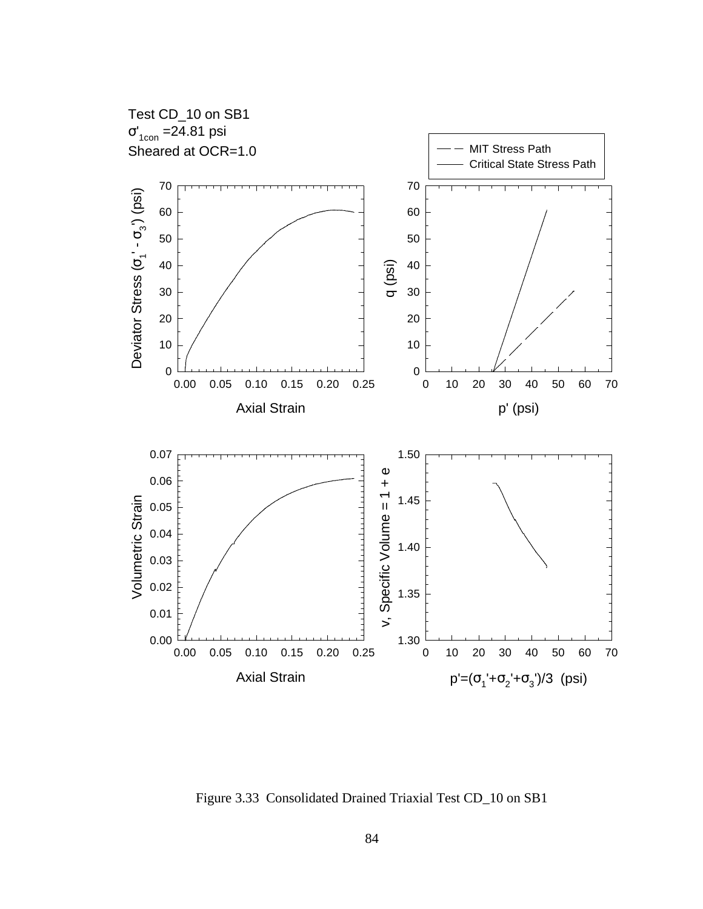Test CD_10 on SB1

$\sigma'_{1con}$ =24.81 psi

Sheared at OCR=1.0

Figure 3.33 Consolidated Drained Triaxial Test CD_10 on SB1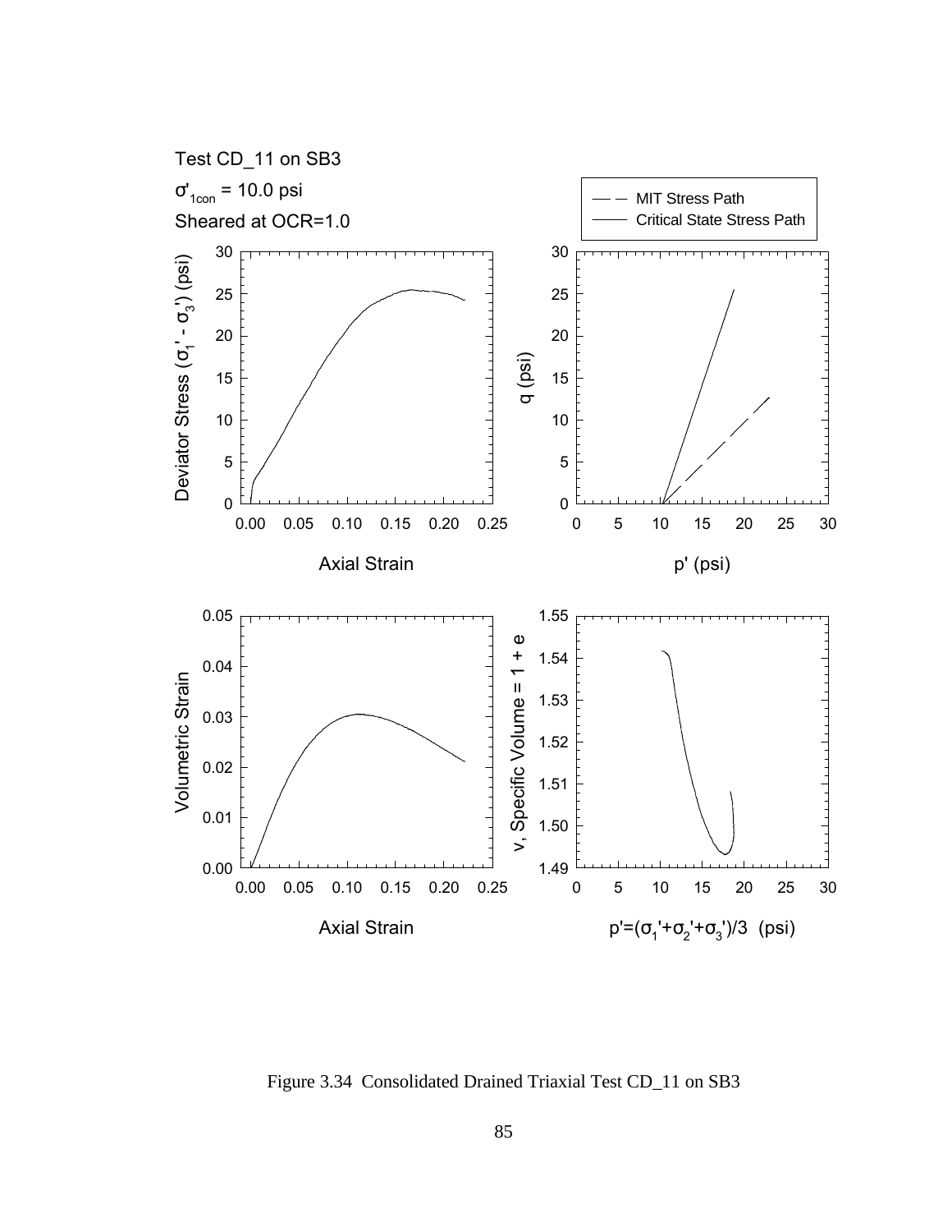Test CD_11 on SB3

$\sigma'_{1con}$ = 10.0 psi

Sheared at OCR=1.0

Figure 3.34 Consolidated Drained Triaxial Test CD_11 on SB3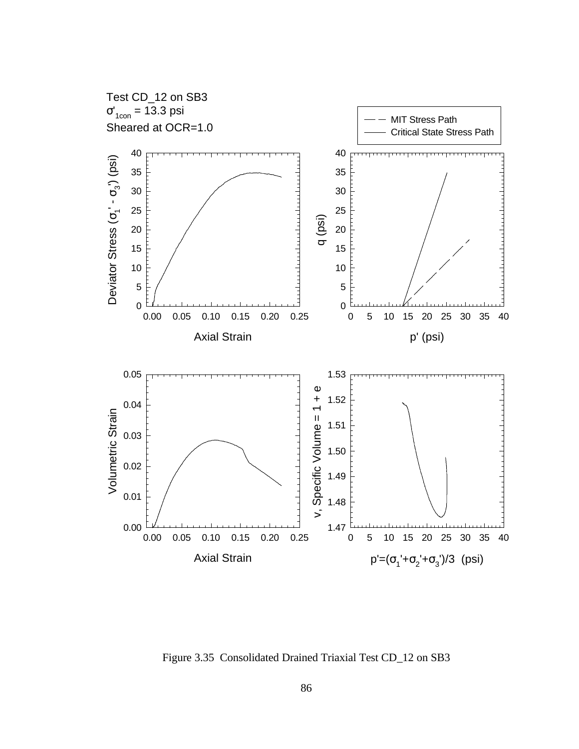Test CD_12 on SB3

$\sigma'_{1con}$ = 13.3 psi

Sheared at OCR=1.0

Figure 3.35 Consolidated Drained Triaxial Test CD_12 on SB3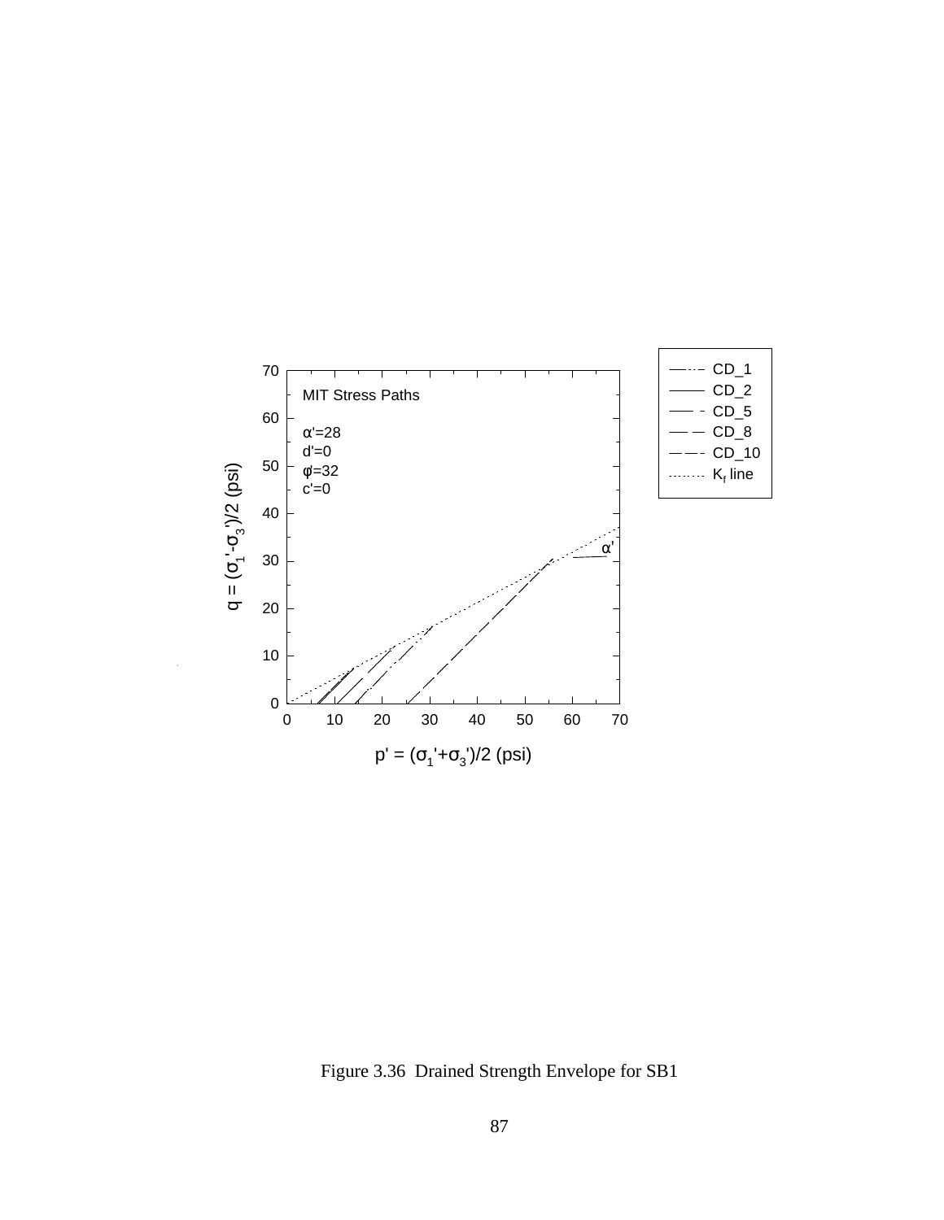Figure 3.36 Drained Strength Envelope for SB1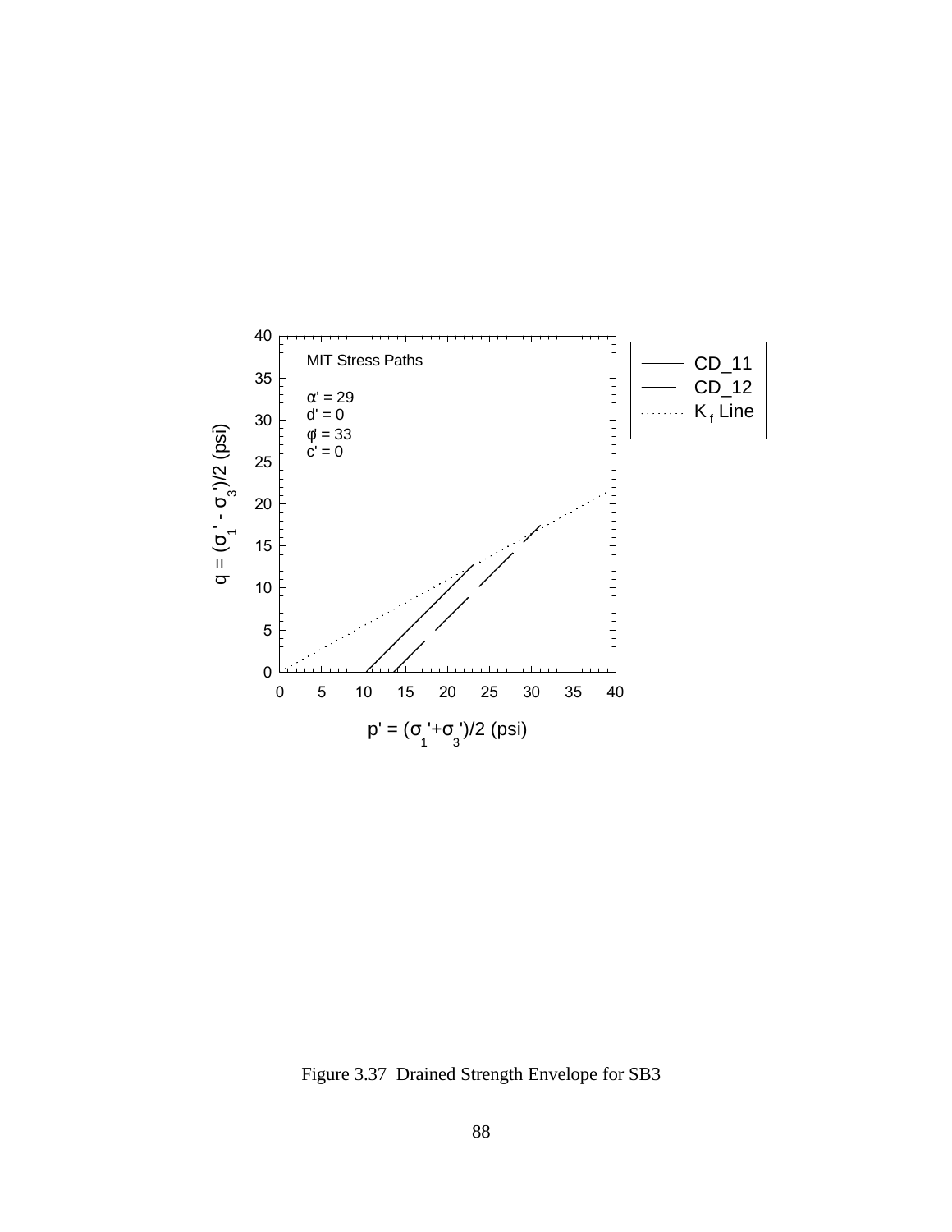MIT Stress Paths

$\alpha' = 29$
$d' = 0$
$\phi' = 33$
$c' = 0$

CD_11
CD_12
$K_f$ Line

$q = (\sigma_1' - \sigma_3')/2$ (psi)

$p' = (\sigma_1'+\sigma_3')/2$ (psi)

0
5
10
15
20
25
30
35
40

0
5
10
15
20
25
30
35
40

Figure 3.37 Drained Strength Envelope for SB3